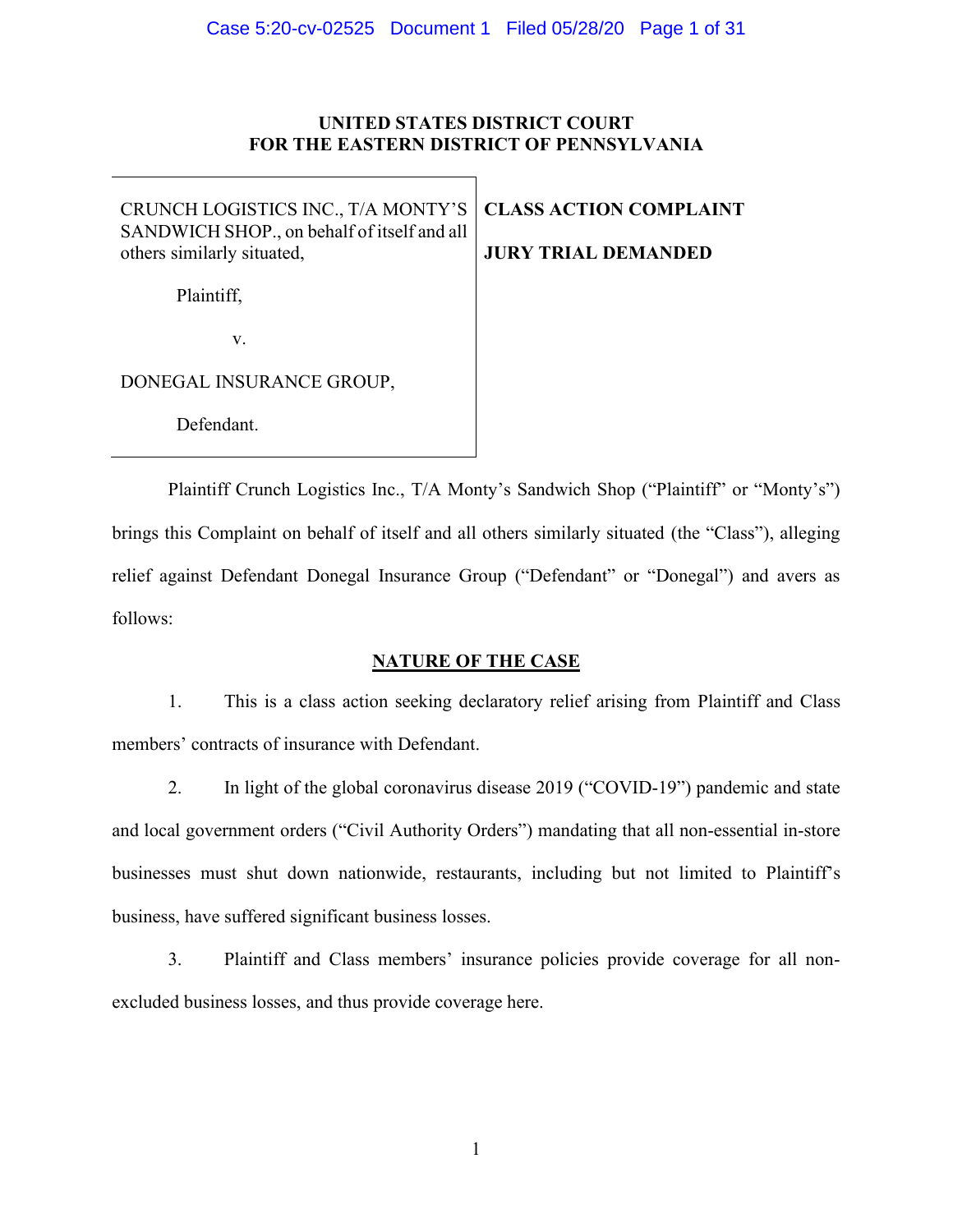**UNITED STATES DISTRICT COURT**
**FOR THE EASTERN DISTRICT OF PENNSYLVANIA**

| | |
|---|---|
| CRUNCH LOGISTICS INC., T/A MONTY'S SANDWICH SHOP., on behalf of itself and all others similarly situated,<br><br>Plaintiff,<br><br>v.<br><br>DONEGAL INSURANCE GROUP,<br><br>Defendant. | **CLASS ACTION COMPLAINT**<br><br>**JURY TRIAL DEMANDED** |

Plaintiff Crunch Logistics Inc., T/A Monty's Sandwich Shop ("Plaintiff" or "Monty's") brings this Complaint on behalf of itself and all others similarly situated (the "Class"), alleging relief against Defendant Donegal Insurance Group ("Defendant" or "Donegal") and avers as follows:

## NATURE OF THE CASE

1. This is a class action seeking declaratory relief arising from Plaintiff and Class members' contracts of insurance with Defendant.

2. In light of the global coronavirus disease 2019 ("COVID-19") pandemic and state and local government orders ("Civil Authority Orders") mandating that all non-essential in-store businesses must shut down nationwide, restaurants, including but not limited to Plaintiff's business, have suffered significant business losses.

3. Plaintiff and Class members' insurance policies provide coverage for all non-excluded business losses, and thus provide coverage here.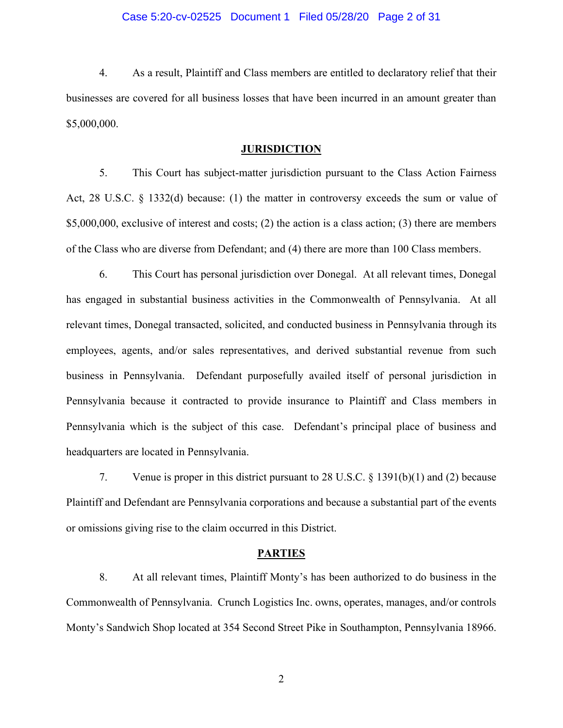4. As a result, Plaintiff and Class members are entitled to declaratory relief that their businesses are covered for all business losses that have been incurred in an amount greater than $5,000,000.

## JURISDICTION

5. This Court has subject-matter jurisdiction pursuant to the Class Action Fairness Act, 28 U.S.C. § 1332(d) because: (1) the matter in controversy exceeds the sum or value of $5,000,000, exclusive of interest and costs; (2) the action is a class action; (3) there are members of the Class who are diverse from Defendant; and (4) there are more than 100 Class members.

6. This Court has personal jurisdiction over Donegal. At all relevant times, Donegal has engaged in substantial business activities in the Commonwealth of Pennsylvania. At all relevant times, Donegal transacted, solicited, and conducted business in Pennsylvania through its employees, agents, and/or sales representatives, and derived substantial revenue from such business in Pennsylvania. Defendant purposefully availed itself of personal jurisdiction in Pennsylvania because it contracted to provide insurance to Plaintiff and Class members in Pennsylvania which is the subject of this case. Defendant's principal place of business and headquarters are located in Pennsylvania.

7. Venue is proper in this district pursuant to 28 U.S.C. § 1391(b)(1) and (2) because Plaintiff and Defendant are Pennsylvania corporations and because a substantial part of the events or omissions giving rise to the claim occurred in this District.

## PARTIES

8. At all relevant times, Plaintiff Monty's has been authorized to do business in the Commonwealth of Pennsylvania. Crunch Logistics Inc. owns, operates, manages, and/or controls Monty's Sandwich Shop located at 354 Second Street Pike in Southampton, Pennsylvania 18966.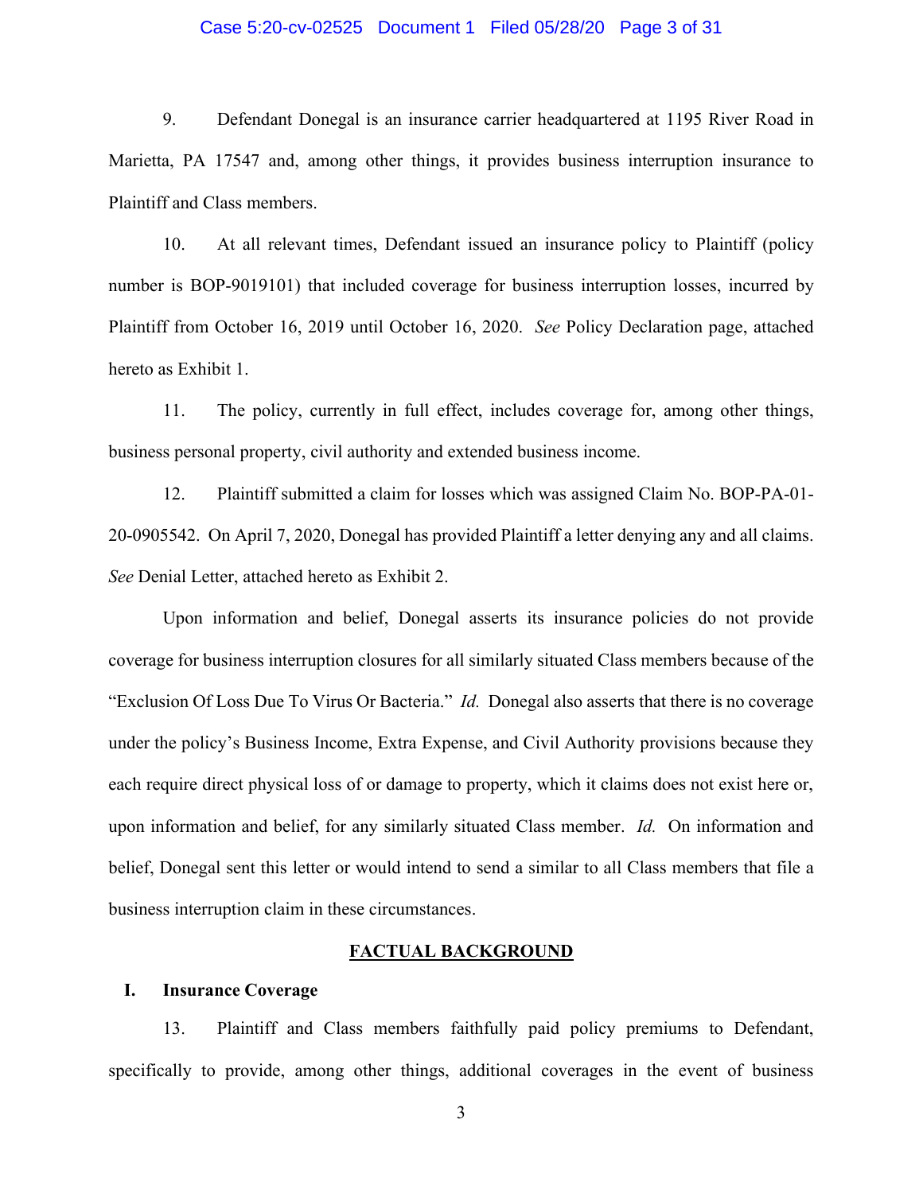9. Defendant Donegal is an insurance carrier headquartered at 1195 River Road in Marietta, PA 17547 and, among other things, it provides business interruption insurance to Plaintiff and Class members.

10. At all relevant times, Defendant issued an insurance policy to Plaintiff (policy number is BOP-9019101) that included coverage for business interruption losses, incurred by Plaintiff from October 16, 2019 until October 16, 2020. *See* Policy Declaration page, attached hereto as Exhibit 1.

11. The policy, currently in full effect, includes coverage for, among other things, business personal property, civil authority and extended business income.

12. Plaintiff submitted a claim for losses which was assigned Claim No. BOP-PA-01-20-0905542. On April 7, 2020, Donegal has provided Plaintiff a letter denying any and all claims. *See* Denial Letter, attached hereto as Exhibit 2.

Upon information and belief, Donegal asserts its insurance policies do not provide coverage for business interruption closures for all similarly situated Class members because of the "Exclusion Of Loss Due To Virus Or Bacteria." *Id.* Donegal also asserts that there is no coverage under the policy's Business Income, Extra Expense, and Civil Authority provisions because they each require direct physical loss of or damage to property, which it claims does not exist here or, upon information and belief, for any similarly situated Class member. *Id.* On information and belief, Donegal sent this letter or would intend to send a similar to all Class members that file a business interruption claim in these circumstances.

## FACTUAL BACKGROUND

### I. Insurance Coverage

13. Plaintiff and Class members faithfully paid policy premiums to Defendant, specifically to provide, among other things, additional coverages in the event of business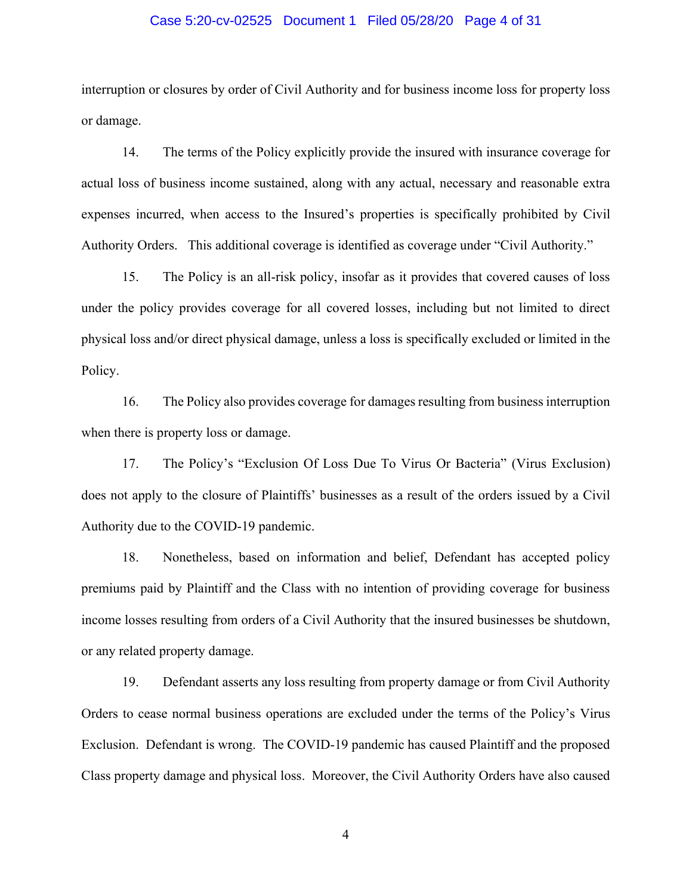interruption or closures by order of Civil Authority and for business income loss for property loss or damage.

14. The terms of the Policy explicitly provide the insured with insurance coverage for actual loss of business income sustained, along with any actual, necessary and reasonable extra expenses incurred, when access to the Insured's properties is specifically prohibited by Civil Authority Orders. This additional coverage is identified as coverage under "Civil Authority."

15. The Policy is an all-risk policy, insofar as it provides that covered causes of loss under the policy provides coverage for all covered losses, including but not limited to direct physical loss and/or direct physical damage, unless a loss is specifically excluded or limited in the Policy.

16. The Policy also provides coverage for damages resulting from business interruption when there is property loss or damage.

17. The Policy's "Exclusion Of Loss Due To Virus Or Bacteria" (Virus Exclusion) does not apply to the closure of Plaintiffs' businesses as a result of the orders issued by a Civil Authority due to the COVID-19 pandemic.

18. Nonetheless, based on information and belief, Defendant has accepted policy premiums paid by Plaintiff and the Class with no intention of providing coverage for business income losses resulting from orders of a Civil Authority that the insured businesses be shutdown, or any related property damage.

19. Defendant asserts any loss resulting from property damage or from Civil Authority Orders to cease normal business operations are excluded under the terms of the Policy's Virus Exclusion. Defendant is wrong. The COVID-19 pandemic has caused Plaintiff and the proposed Class property damage and physical loss. Moreover, the Civil Authority Orders have also caused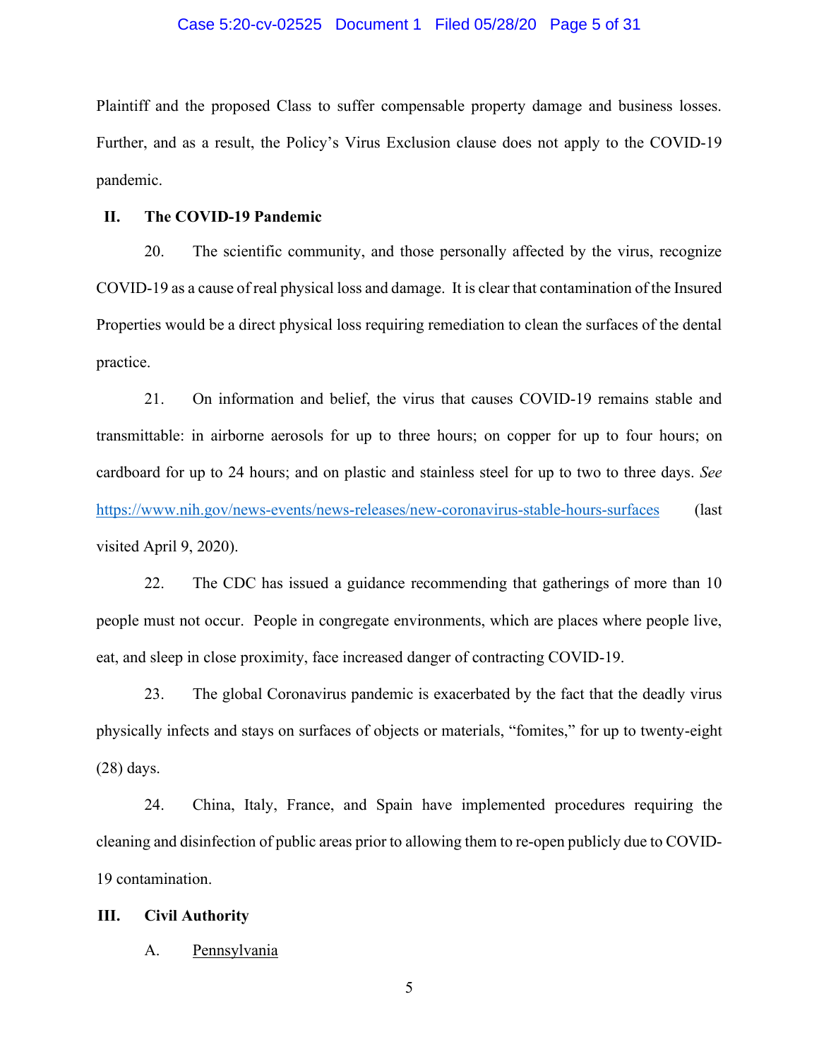Plaintiff and the proposed Class to suffer compensable property damage and business losses. Further, and as a result, the Policy's Virus Exclusion clause does not apply to the COVID-19 pandemic.

## II. The COVID-19 Pandemic

20. The scientific community, and those personally affected by the virus, recognize COVID-19 as a cause of real physical loss and damage. It is clear that contamination of the Insured Properties would be a direct physical loss requiring remediation to clean the surfaces of the dental practice.

21. On information and belief, the virus that causes COVID-19 remains stable and transmittable: in airborne aerosols for up to three hours; on copper for up to four hours; on cardboard for up to 24 hours; and on plastic and stainless steel for up to two to three days. *See* https://www.nih.gov/news-events/news-releases/new-coronavirus-stable-hours-surfaces (last visited April 9, 2020).

22. The CDC has issued a guidance recommending that gatherings of more than 10 people must not occur. People in congregate environments, which are places where people live, eat, and sleep in close proximity, face increased danger of contracting COVID-19.

23. The global Coronavirus pandemic is exacerbated by the fact that the deadly virus physically infects and stays on surfaces of objects or materials, "fomites," for up to twenty-eight (28) days.

24. China, Italy, France, and Spain have implemented procedures requiring the cleaning and disinfection of public areas prior to allowing them to re-open publicly due to COVID-19 contamination.

## III. Civil Authority

### A. Pennsylvania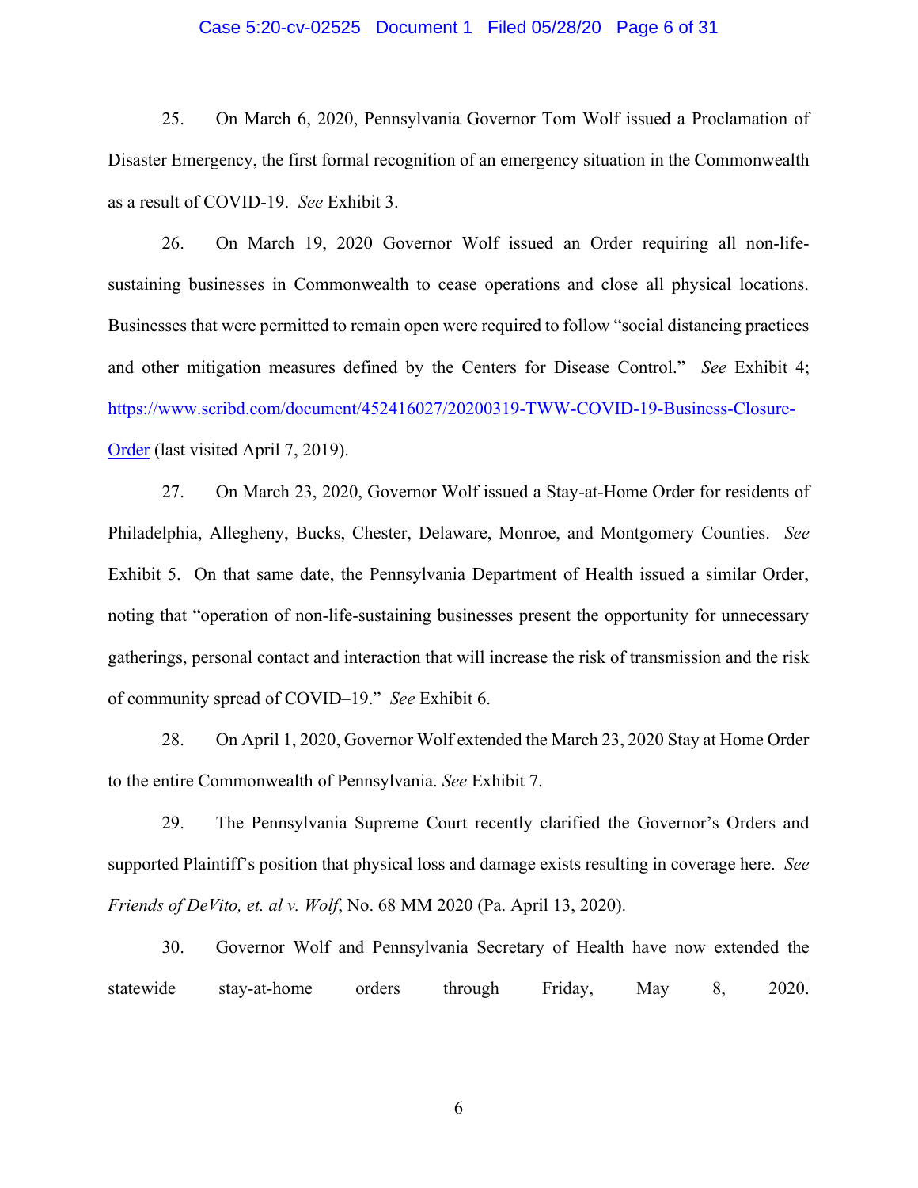25. On March 6, 2020, Pennsylvania Governor Tom Wolf issued a Proclamation of Disaster Emergency, the first formal recognition of an emergency situation in the Commonwealth as a result of COVID-19. *See* Exhibit 3.

26. On March 19, 2020 Governor Wolf issued an Order requiring all non-life-sustaining businesses in Commonwealth to cease operations and close all physical locations. Businesses that were permitted to remain open were required to follow "social distancing practices and other mitigation measures defined by the Centers for Disease Control." *See* Exhibit 4; https://www.scribd.com/document/452416027/20200319-TWW-COVID-19-Business-Closure-Order (last visited April 7, 2019).

27. On March 23, 2020, Governor Wolf issued a Stay-at-Home Order for residents of Philadelphia, Allegheny, Bucks, Chester, Delaware, Monroe, and Montgomery Counties. *See* Exhibit 5. On that same date, the Pennsylvania Department of Health issued a similar Order, noting that "operation of non-life-sustaining businesses present the opportunity for unnecessary gatherings, personal contact and interaction that will increase the risk of transmission and the risk of community spread of COVID–19." *See* Exhibit 6.

28. On April 1, 2020, Governor Wolf extended the March 23, 2020 Stay at Home Order to the entire Commonwealth of Pennsylvania. *See* Exhibit 7.

29. The Pennsylvania Supreme Court recently clarified the Governor's Orders and supported Plaintiff's position that physical loss and damage exists resulting in coverage here. *See* *Friends of DeVito, et. al v. Wolf*, No. 68 MM 2020 (Pa. April 13, 2020).

30. Governor Wolf and Pennsylvania Secretary of Health have now extended the statewide stay-at-home orders through Friday, May 8, 2020.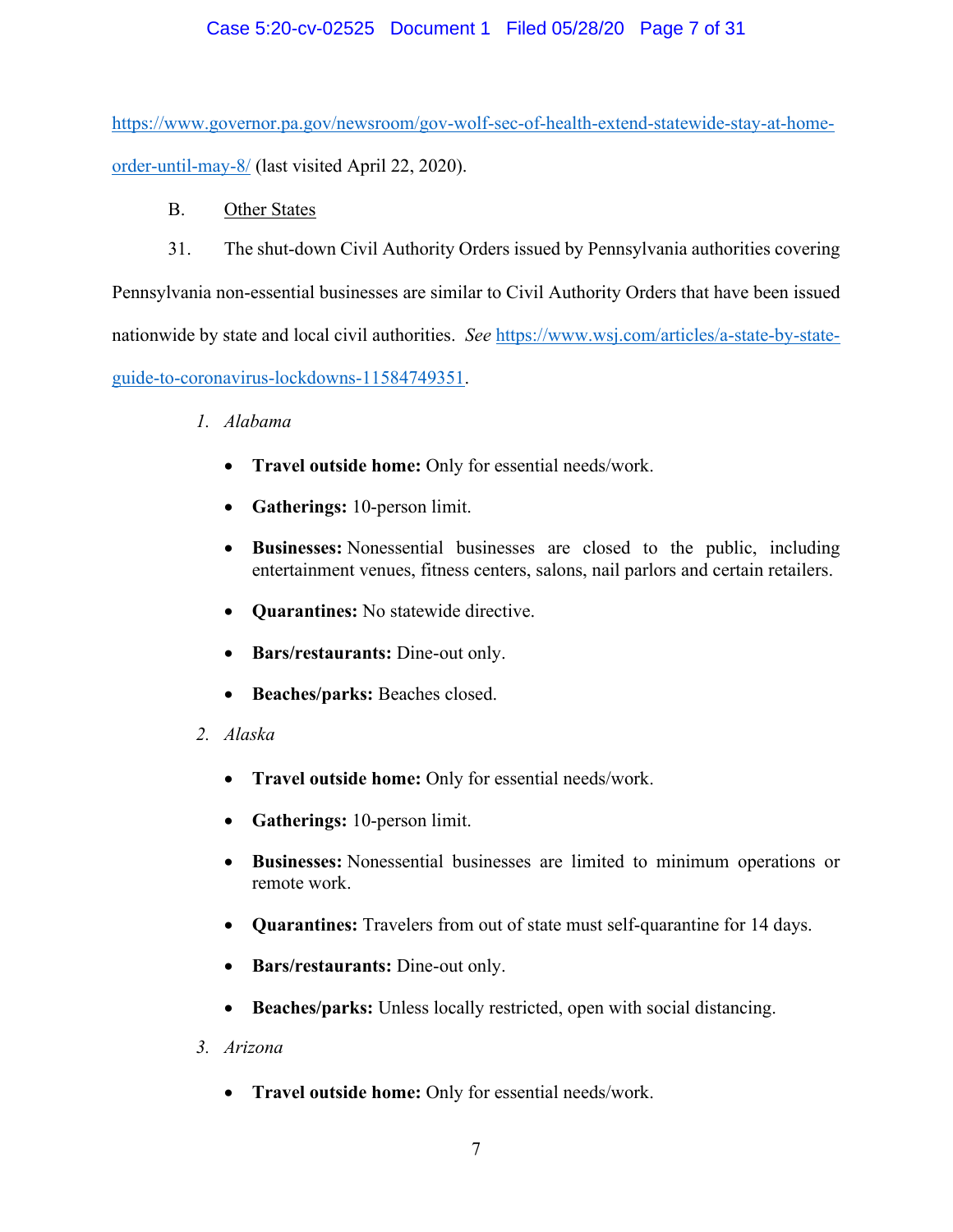https://www.governor.pa.gov/newsroom/gov-wolf-sec-of-health-extend-statewide-stay-at-home-order-until-may-8/ (last visited April 22, 2020).

B. Other States

31. The shut-down Civil Authority Orders issued by Pennsylvania authorities covering Pennsylvania non-essential businesses are similar to Civil Authority Orders that have been issued nationwide by state and local civil authorities. *See* https://www.wsj.com/articles/a-state-by-state-guide-to-coronavirus-lockdowns-11584749351.

*1. Alabama*

- **Travel outside home:** Only for essential needs/work.
- **Gatherings:** 10-person limit.
- **Businesses:** Nonessential businesses are closed to the public, including entertainment venues, fitness centers, salons, nail parlors and certain retailers.
- **Quarantines:** No statewide directive.
- **Bars/restaurants:** Dine-out only.
- **Beaches/parks:** Beaches closed.

*2. Alaska*

- **Travel outside home:** Only for essential needs/work.
- **Gatherings:** 10-person limit.
- **Businesses:** Nonessential businesses are limited to minimum operations or remote work.
- **Quarantines:** Travelers from out of state must self-quarantine for 14 days.
- **Bars/restaurants:** Dine-out only.
- **Beaches/parks:** Unless locally restricted, open with social distancing.

*3. Arizona*

- **Travel outside home:** Only for essential needs/work.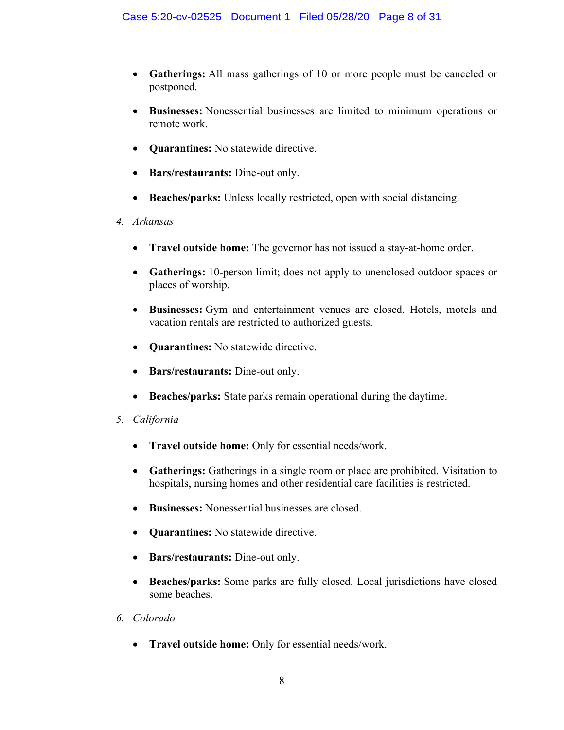- **Gatherings:** All mass gatherings of 10 or more people must be canceled or postponed.

- **Businesses:** Nonessential businesses are limited to minimum operations or remote work.

- **Quarantines:** No statewide directive.

- **Bars/restaurants:** Dine-out only.

- **Beaches/parks:** Unless locally restricted, open with social distancing.

4. *Arkansas*

- **Travel outside home:** The governor has not issued a stay-at-home order.

- **Gatherings:** 10-person limit; does not apply to unenclosed outdoor spaces or places of worship.

- **Businesses:** Gym and entertainment venues are closed. Hotels, motels and vacation rentals are restricted to authorized guests.

- **Quarantines:** No statewide directive.

- **Bars/restaurants:** Dine-out only.

- **Beaches/parks:** State parks remain operational during the daytime.

5. *California*

- **Travel outside home:** Only for essential needs/work.

- **Gatherings:** Gatherings in a single room or place are prohibited. Visitation to hospitals, nursing homes and other residential care facilities is restricted.

- **Businesses:** Nonessential businesses are closed.

- **Quarantines:** No statewide directive.

- **Bars/restaurants:** Dine-out only.

- **Beaches/parks:** Some parks are fully closed. Local jurisdictions have closed some beaches.

6. *Colorado*

- **Travel outside home:** Only for essential needs/work.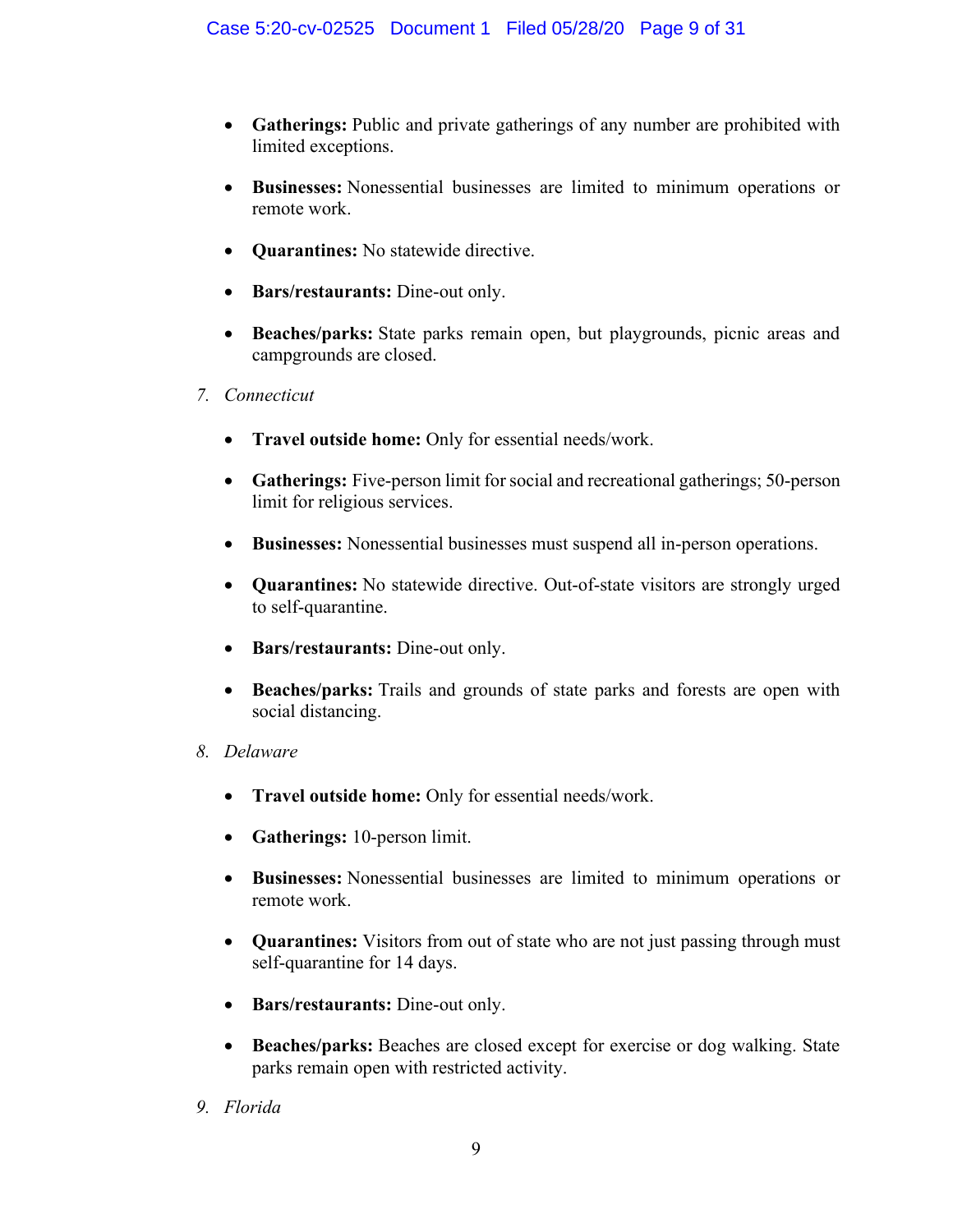- **Gatherings:** Public and private gatherings of any number are prohibited with limited exceptions.

- **Businesses:** Nonessential businesses are limited to minimum operations or remote work.

- **Quarantines:** No statewide directive.

- **Bars/restaurants:** Dine-out only.

- **Beaches/parks:** State parks remain open, but playgrounds, picnic areas and campgrounds are closed.

7. *Connecticut*

- **Travel outside home:** Only for essential needs/work.

- **Gatherings:** Five-person limit for social and recreational gatherings; 50-person limit for religious services.

- **Businesses:** Nonessential businesses must suspend all in-person operations.

- **Quarantines:** No statewide directive. Out-of-state visitors are strongly urged to self-quarantine.

- **Bars/restaurants:** Dine-out only.

- **Beaches/parks:** Trails and grounds of state parks and forests are open with social distancing.

8. *Delaware*

- **Travel outside home:** Only for essential needs/work.

- **Gatherings:** 10-person limit.

- **Businesses:** Nonessential businesses are limited to minimum operations or remote work.

- **Quarantines:** Visitors from out of state who are not just passing through must self-quarantine for 14 days.

- **Bars/restaurants:** Dine-out only.

- **Beaches/parks:** Beaches are closed except for exercise or dog walking. State parks remain open with restricted activity.

9. *Florida*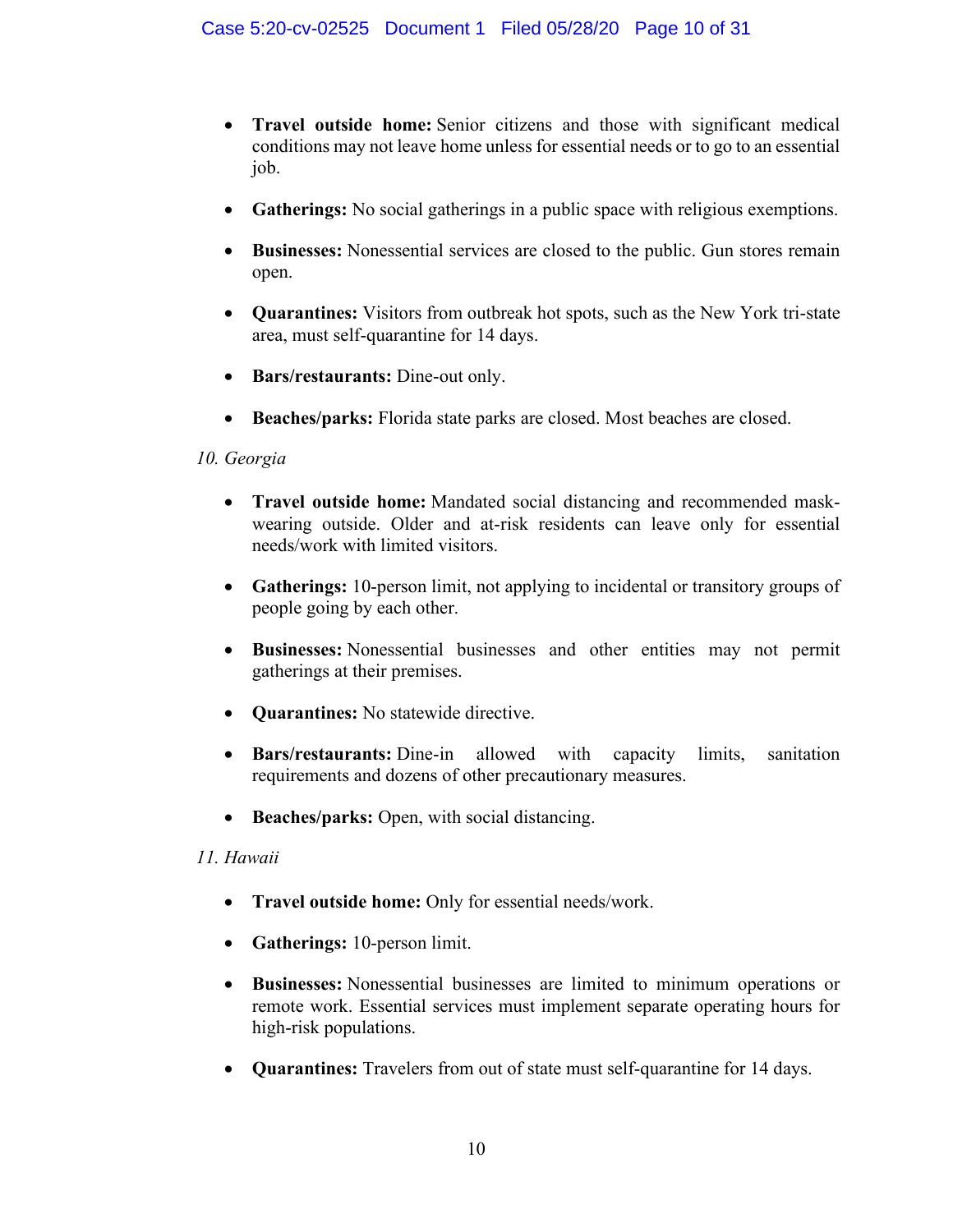- **Travel outside home:** Senior citizens and those with significant medical conditions may not leave home unless for essential needs or to go to an essential job.

- **Gatherings:** No social gatherings in a public space with religious exemptions.

- **Businesses:** Nonessential services are closed to the public. Gun stores remain open.

- **Quarantines:** Visitors from outbreak hot spots, such as the New York tri-state area, must self-quarantine for 14 days.

- **Bars/restaurants:** Dine-out only.

- **Beaches/parks:** Florida state parks are closed. Most beaches are closed.

*10. Georgia*

- **Travel outside home:** Mandated social distancing and recommended mask-wearing outside. Older and at-risk residents can leave only for essential needs/work with limited visitors.

- **Gatherings:** 10-person limit, not applying to incidental or transitory groups of people going by each other.

- **Businesses:** Nonessential businesses and other entities may not permit gatherings at their premises.

- **Quarantines:** No statewide directive.

- **Bars/restaurants:** Dine-in allowed with capacity limits, sanitation requirements and dozens of other precautionary measures.

- **Beaches/parks:** Open, with social distancing.

*11. Hawaii*

- **Travel outside home:** Only for essential needs/work.

- **Gatherings:** 10-person limit.

- **Businesses:** Nonessential businesses are limited to minimum operations or remote work. Essential services must implement separate operating hours for high-risk populations.

- **Quarantines:** Travelers from out of state must self-quarantine for 14 days.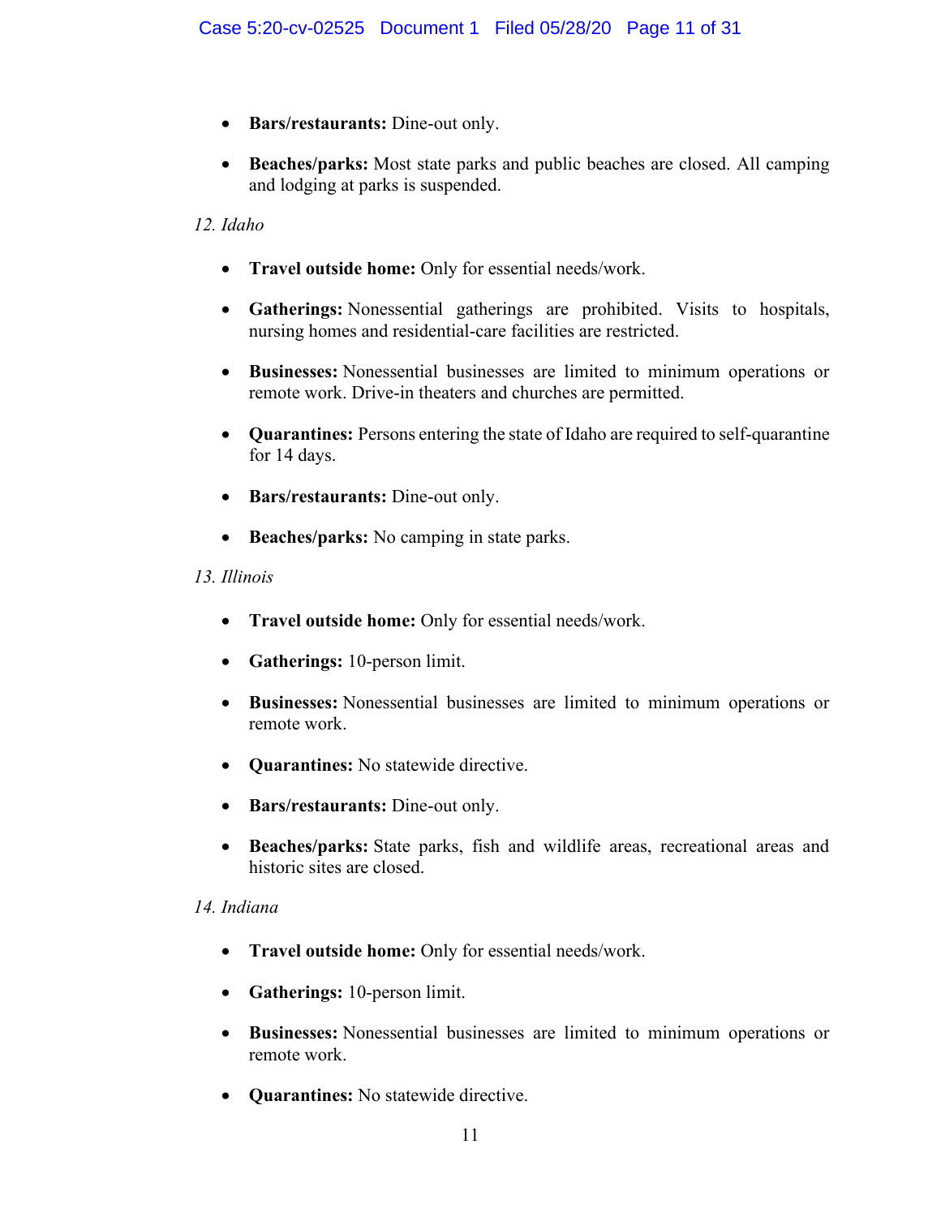- **Bars/restaurants:** Dine-out only.
- **Beaches/parks:** Most state parks and public beaches are closed. All camping and lodging at parks is suspended.

*12. Idaho*

- **Travel outside home:** Only for essential needs/work.
- **Gatherings:** Nonessential gatherings are prohibited. Visits to hospitals, nursing homes and residential-care facilities are restricted.
- **Businesses:** Nonessential businesses are limited to minimum operations or remote work. Drive-in theaters and churches are permitted.
- **Quarantines:** Persons entering the state of Idaho are required to self-quarantine for 14 days.
- **Bars/restaurants:** Dine-out only.
- **Beaches/parks:** No camping in state parks.

*13. Illinois*

- **Travel outside home:** Only for essential needs/work.
- **Gatherings:** 10-person limit.
- **Businesses:** Nonessential businesses are limited to minimum operations or remote work.
- **Quarantines:** No statewide directive.
- **Bars/restaurants:** Dine-out only.
- **Beaches/parks:** State parks, fish and wildlife areas, recreational areas and historic sites are closed.

*14. Indiana*

- **Travel outside home:** Only for essential needs/work.
- **Gatherings:** 10-person limit.
- **Businesses:** Nonessential businesses are limited to minimum operations or remote work.
- **Quarantines:** No statewide directive.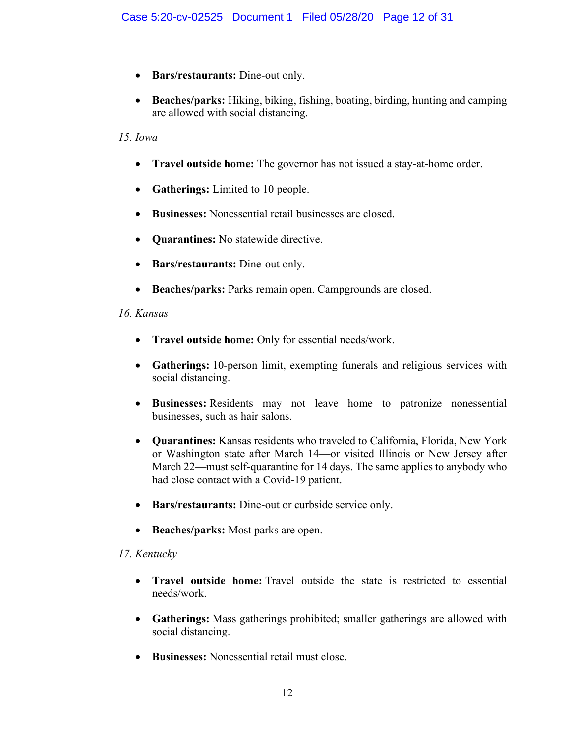- **Bars/restaurants:** Dine-out only.

- **Beaches/parks:** Hiking, biking, fishing, boating, birding, hunting and camping are allowed with social distancing.

*15. Iowa*

- **Travel outside home:** The governor has not issued a stay-at-home order.

- **Gatherings:** Limited to 10 people.

- **Businesses:** Nonessential retail businesses are closed.

- **Quarantines:** No statewide directive.

- **Bars/restaurants:** Dine-out only.

- **Beaches/parks:** Parks remain open. Campgrounds are closed.

*16. Kansas*

- **Travel outside home:** Only for essential needs/work.

- **Gatherings:** 10-person limit, exempting funerals and religious services with social distancing.

- **Businesses:** Residents may not leave home to patronize nonessential businesses, such as hair salons.

- **Quarantines:** Kansas residents who traveled to California, Florida, New York or Washington state after March 14—or visited Illinois or New Jersey after March 22—must self-quarantine for 14 days. The same applies to anybody who had close contact with a Covid-19 patient.

- **Bars/restaurants:** Dine-out or curbside service only.

- **Beaches/parks:** Most parks are open.

*17. Kentucky*

- **Travel outside home:** Travel outside the state is restricted to essential needs/work.

- **Gatherings:** Mass gatherings prohibited; smaller gatherings are allowed with social distancing.

- **Businesses:** Nonessential retail must close.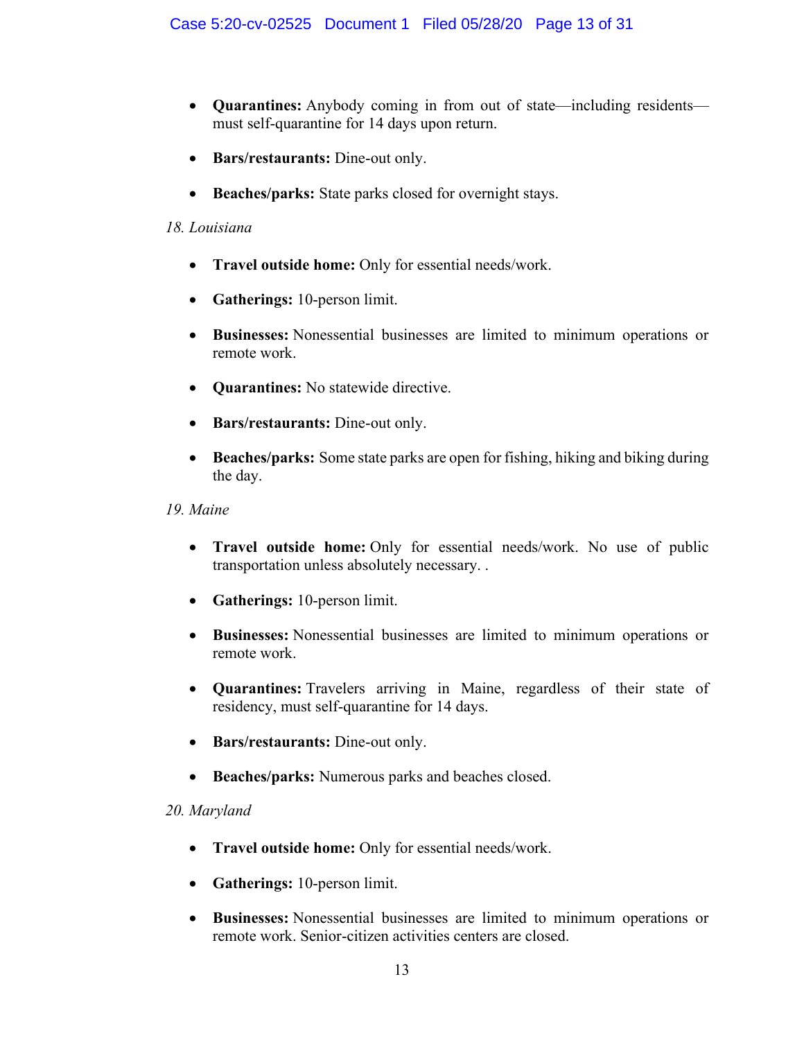- **Quarantines:** Anybody coming in from out of state—including residents—must self-quarantine for 14 days upon return.

- **Bars/restaurants:** Dine-out only.

- **Beaches/parks:** State parks closed for overnight stays.

*18. Louisiana*

- **Travel outside home:** Only for essential needs/work.

- **Gatherings:** 10-person limit.

- **Businesses:** Nonessential businesses are limited to minimum operations or remote work.

- **Quarantines:** No statewide directive.

- **Bars/restaurants:** Dine-out only.

- **Beaches/parks:** Some state parks are open for fishing, hiking and biking during the day.

*19. Maine*

- **Travel outside home:** Only for essential needs/work. No use of public transportation unless absolutely necessary. .

- **Gatherings:** 10-person limit.

- **Businesses:** Nonessential businesses are limited to minimum operations or remote work.

- **Quarantines:** Travelers arriving in Maine, regardless of their state of residency, must self-quarantine for 14 days.

- **Bars/restaurants:** Dine-out only.

- **Beaches/parks:** Numerous parks and beaches closed.

*20. Maryland*

- **Travel outside home:** Only for essential needs/work.

- **Gatherings:** 10-person limit.

- **Businesses:** Nonessential businesses are limited to minimum operations or remote work. Senior-citizen activities centers are closed.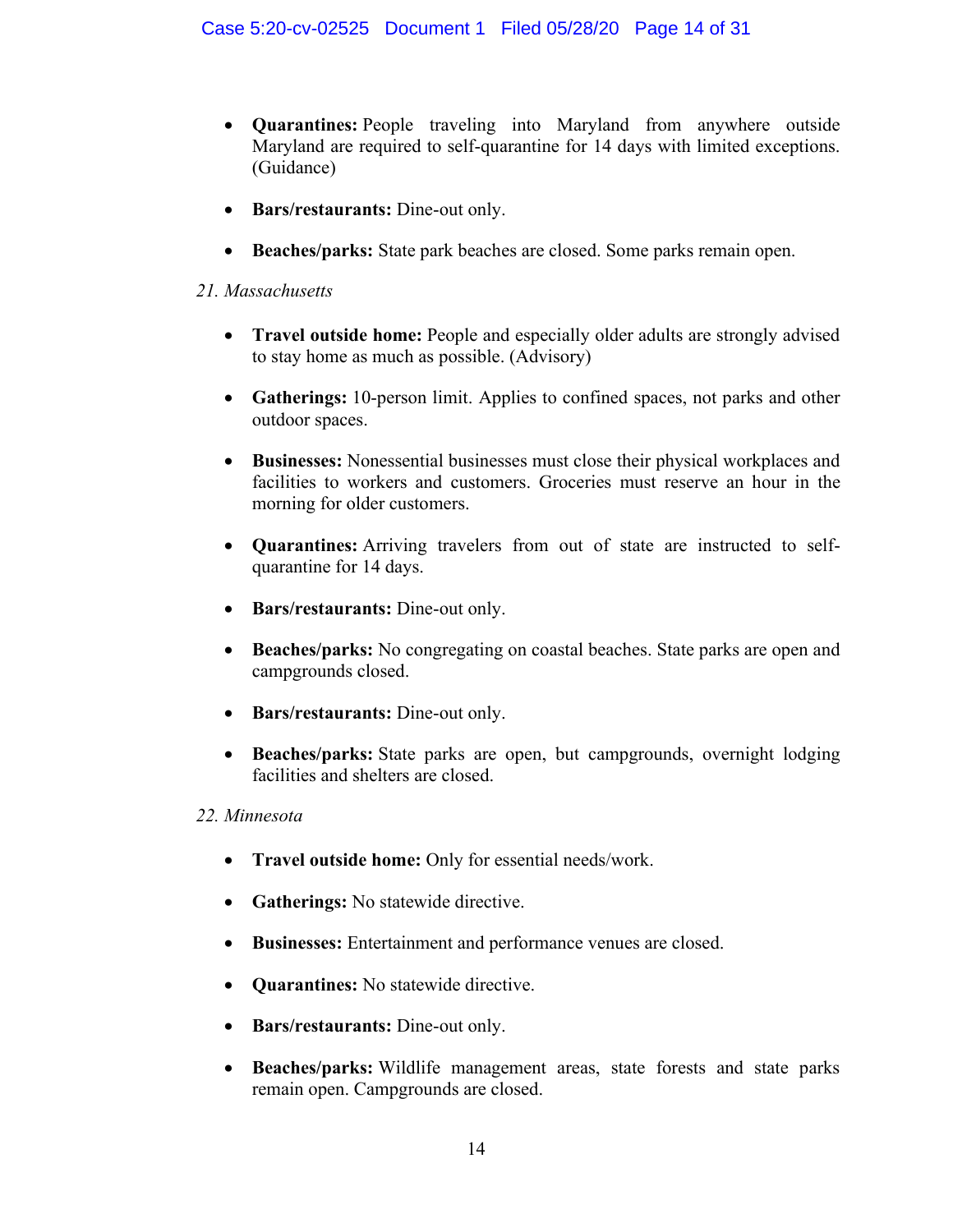- **Quarantines:** People traveling into Maryland from anywhere outside Maryland are required to self-quarantine for 14 days with limited exceptions. (Guidance)

- **Bars/restaurants:** Dine-out only.

- **Beaches/parks:** State park beaches are closed. Some parks remain open.

*21. Massachusetts*

- **Travel outside home:** People and especially older adults are strongly advised to stay home as much as possible. (Advisory)

- **Gatherings:** 10-person limit. Applies to confined spaces, not parks and other outdoor spaces.

- **Businesses:** Nonessential businesses must close their physical workplaces and facilities to workers and customers. Groceries must reserve an hour in the morning for older customers.

- **Quarantines:** Arriving travelers from out of state are instructed to self-quarantine for 14 days.

- **Bars/restaurants:** Dine-out only.

- **Beaches/parks:** No congregating on coastal beaches. State parks are open and campgrounds closed.

- **Bars/restaurants:** Dine-out only.

- **Beaches/parks:** State parks are open, but campgrounds, overnight lodging facilities and shelters are closed.

*22. Minnesota*

- **Travel outside home:** Only for essential needs/work.

- **Gatherings:** No statewide directive.

- **Businesses:** Entertainment and performance venues are closed.

- **Quarantines:** No statewide directive.

- **Bars/restaurants:** Dine-out only.

- **Beaches/parks:** Wildlife management areas, state forests and state parks remain open. Campgrounds are closed.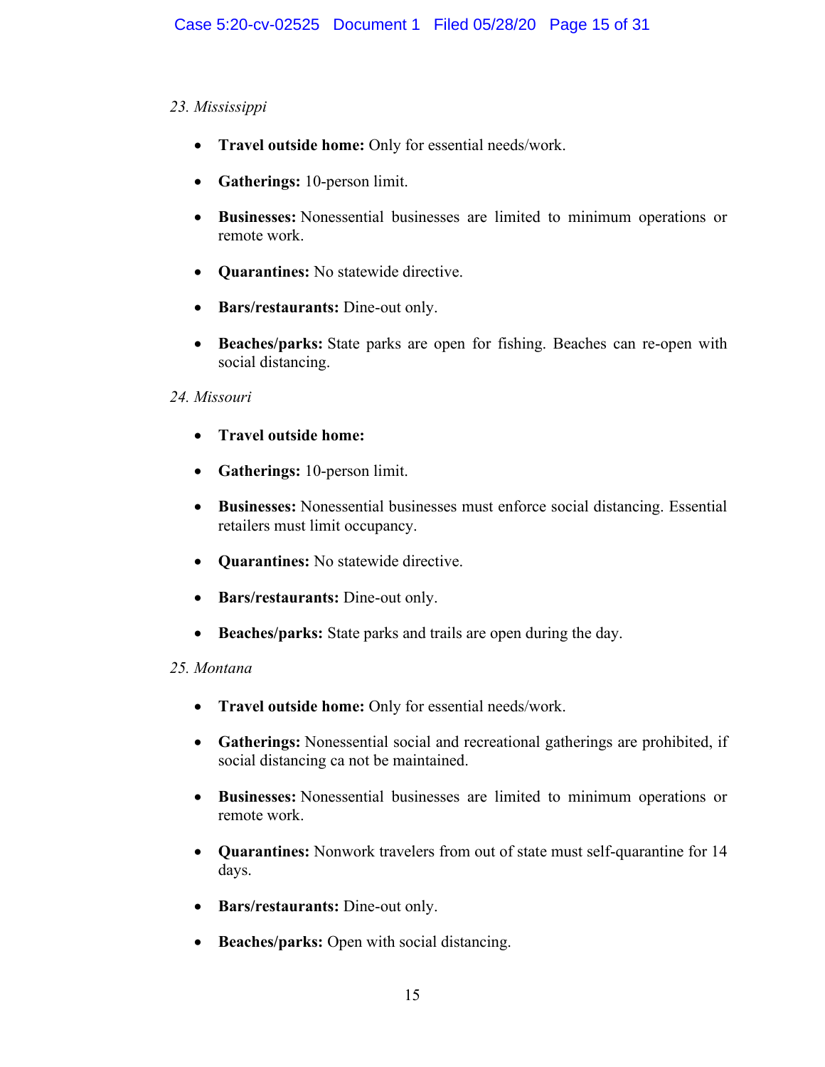*23. Mississippi*

- **Travel outside home:** Only for essential needs/work.
- **Gatherings:** 10-person limit.
- **Businesses:** Nonessential businesses are limited to minimum operations or remote work.
- **Quarantines:** No statewide directive.
- **Bars/restaurants:** Dine-out only.
- **Beaches/parks:** State parks are open for fishing. Beaches can re-open with social distancing.

*24. Missouri*

- **Travel outside home:**
- **Gatherings:** 10-person limit.
- **Businesses:** Nonessential businesses must enforce social distancing. Essential retailers must limit occupancy.
- **Quarantines:** No statewide directive.
- **Bars/restaurants:** Dine-out only.
- **Beaches/parks:** State parks and trails are open during the day.

*25. Montana*

- **Travel outside home:** Only for essential needs/work.
- **Gatherings:** Nonessential social and recreational gatherings are prohibited, if social distancing ca not be maintained.
- **Businesses:** Nonessential businesses are limited to minimum operations or remote work.
- **Quarantines:** Nonwork travelers from out of state must self-quarantine for 14 days.
- **Bars/restaurants:** Dine-out only.
- **Beaches/parks:** Open with social distancing.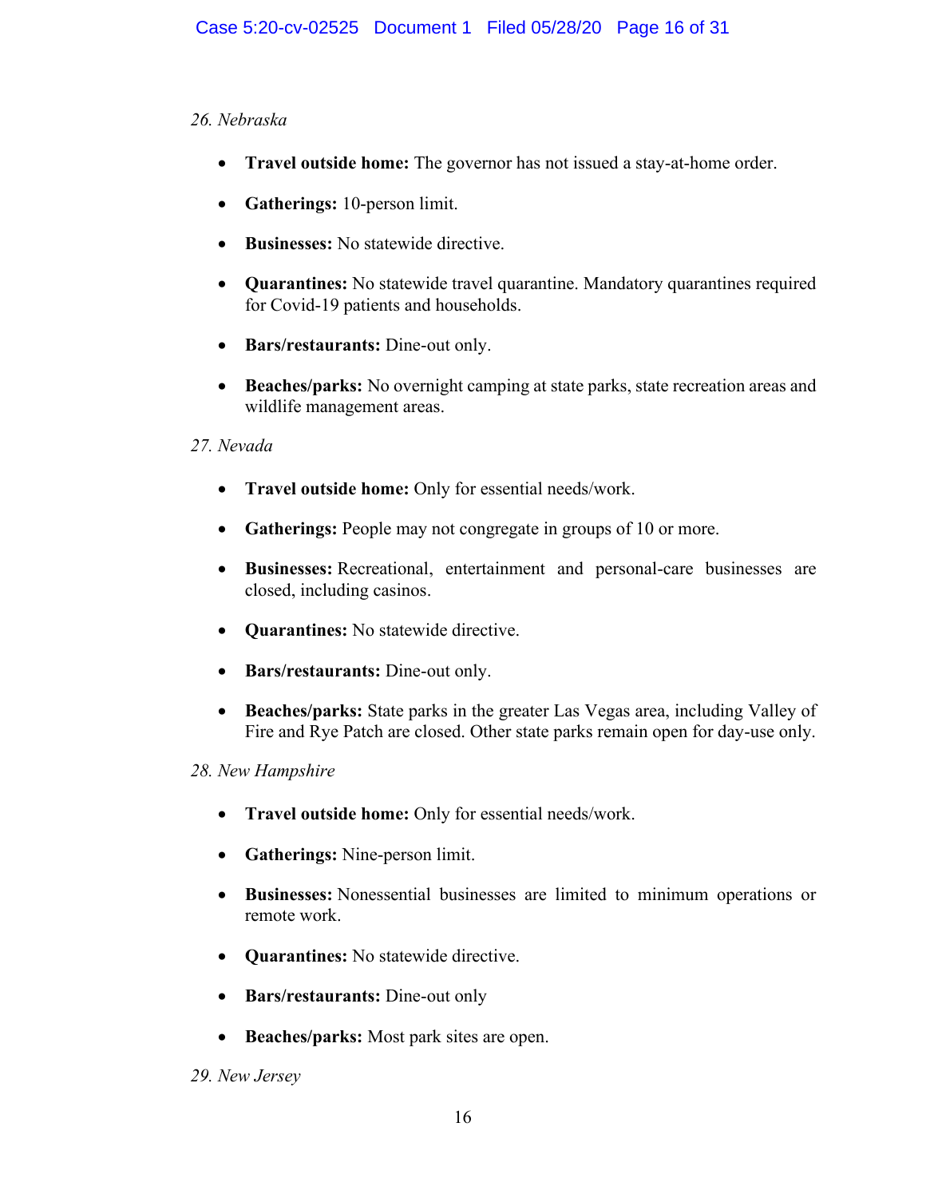*26. Nebraska*

- **Travel outside home:** The governor has not issued a stay-at-home order.
- **Gatherings:** 10-person limit.
- **Businesses:** No statewide directive.
- **Quarantines:** No statewide travel quarantine. Mandatory quarantines required for Covid-19 patients and households.
- **Bars/restaurants:** Dine-out only.
- **Beaches/parks:** No overnight camping at state parks, state recreation areas and wildlife management areas.

*27. Nevada*

- **Travel outside home:** Only for essential needs/work.
- **Gatherings:** People may not congregate in groups of 10 or more.
- **Businesses:** Recreational, entertainment and personal-care businesses are closed, including casinos.
- **Quarantines:** No statewide directive.
- **Bars/restaurants:** Dine-out only.
- **Beaches/parks:** State parks in the greater Las Vegas area, including Valley of Fire and Rye Patch are closed. Other state parks remain open for day-use only.

*28. New Hampshire*

- **Travel outside home:** Only for essential needs/work.
- **Gatherings:** Nine-person limit.
- **Businesses:** Nonessential businesses are limited to minimum operations or remote work.
- **Quarantines:** No statewide directive.
- **Bars/restaurants:** Dine-out only
- **Beaches/parks:** Most park sites are open.

*29. New Jersey*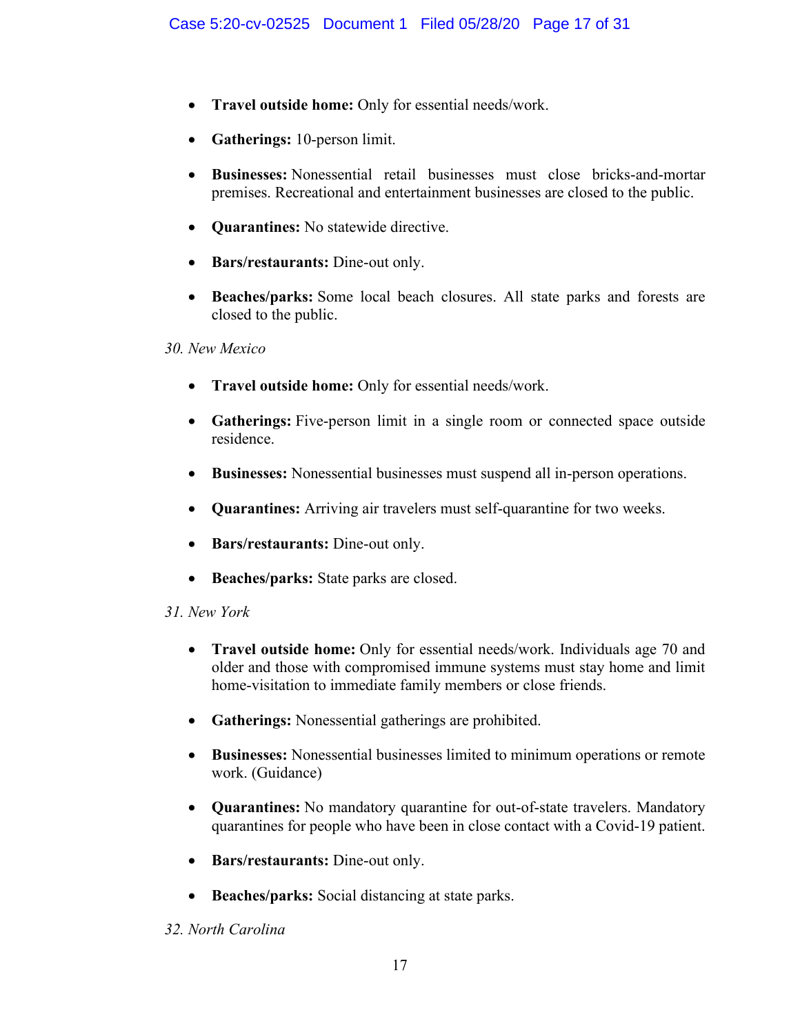- **Travel outside home:** Only for essential needs/work.
- **Gatherings:** 10-person limit.
- **Businesses:** Nonessential retail businesses must close bricks-and-mortar premises. Recreational and entertainment businesses are closed to the public.
- **Quarantines:** No statewide directive.
- **Bars/restaurants:** Dine-out only.
- **Beaches/parks:** Some local beach closures. All state parks and forests are closed to the public.

*30. New Mexico*

- **Travel outside home:** Only for essential needs/work.
- **Gatherings:** Five-person limit in a single room or connected space outside residence.
- **Businesses:** Nonessential businesses must suspend all in-person operations.
- **Quarantines:** Arriving air travelers must self-quarantine for two weeks.
- **Bars/restaurants:** Dine-out only.
- **Beaches/parks:** State parks are closed.

*31. New York*

- **Travel outside home:** Only for essential needs/work. Individuals age 70 and older and those with compromised immune systems must stay home and limit home-visitation to immediate family members or close friends.
- **Gatherings:** Nonessential gatherings are prohibited.
- **Businesses:** Nonessential businesses limited to minimum operations or remote work. (Guidance)
- **Quarantines:** No mandatory quarantine for out-of-state travelers. Mandatory quarantines for people who have been in close contact with a Covid-19 patient.
- **Bars/restaurants:** Dine-out only.
- **Beaches/parks:** Social distancing at state parks.

*32. North Carolina*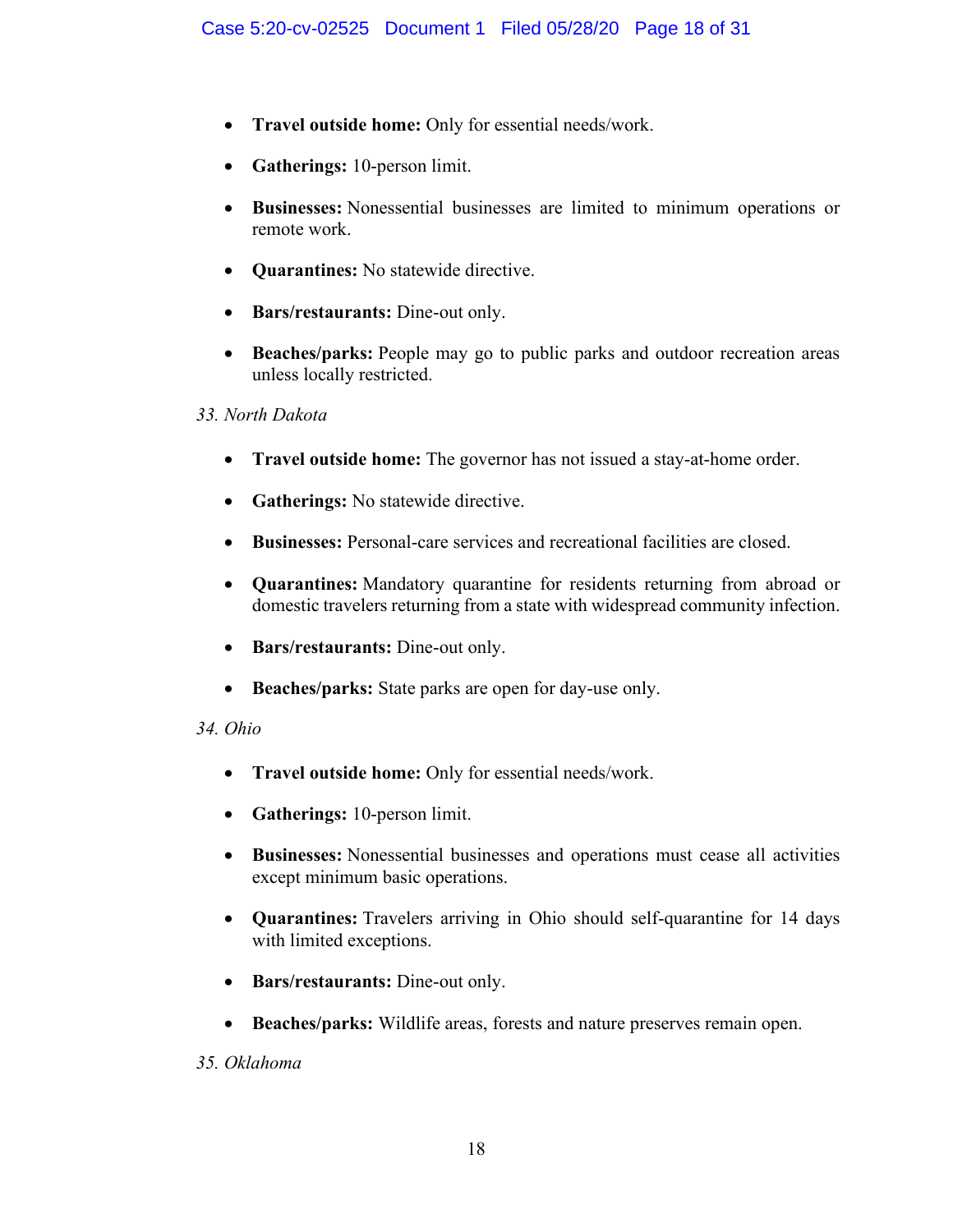- **Travel outside home:** Only for essential needs/work.
- **Gatherings:** 10-person limit.
- **Businesses:** Nonessential businesses are limited to minimum operations or remote work.
- **Quarantines:** No statewide directive.
- **Bars/restaurants:** Dine-out only.
- **Beaches/parks:** People may go to public parks and outdoor recreation areas unless locally restricted.

*33. North Dakota*

- **Travel outside home:** The governor has not issued a stay-at-home order.
- **Gatherings:** No statewide directive.
- **Businesses:** Personal-care services and recreational facilities are closed.
- **Quarantines:** Mandatory quarantine for residents returning from abroad or domestic travelers returning from a state with widespread community infection.
- **Bars/restaurants:** Dine-out only.
- **Beaches/parks:** State parks are open for day-use only.

*34. Ohio*

- **Travel outside home:** Only for essential needs/work.
- **Gatherings:** 10-person limit.
- **Businesses:** Nonessential businesses and operations must cease all activities except minimum basic operations.
- **Quarantines:** Travelers arriving in Ohio should self-quarantine for 14 days with limited exceptions.
- **Bars/restaurants:** Dine-out only.
- **Beaches/parks:** Wildlife areas, forests and nature preserves remain open.

*35. Oklahoma*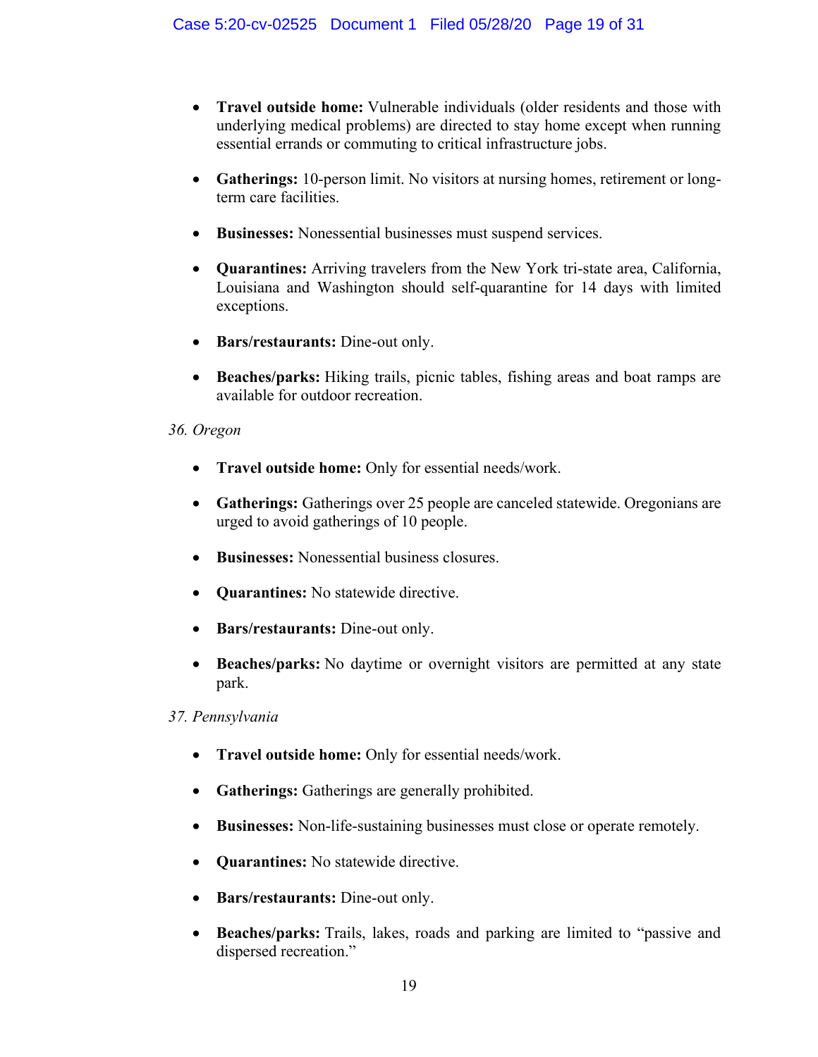- **Travel outside home:** Vulnerable individuals (older residents and those with underlying medical problems) are directed to stay home except when running essential errands or commuting to critical infrastructure jobs.

- **Gatherings:** 10-person limit. No visitors at nursing homes, retirement or long-term care facilities.

- **Businesses:** Nonessential businesses must suspend services.

- **Quarantines:** Arriving travelers from the New York tri-state area, California, Louisiana and Washington should self-quarantine for 14 days with limited exceptions.

- **Bars/restaurants:** Dine-out only.

- **Beaches/parks:** Hiking trails, picnic tables, fishing areas and boat ramps are available for outdoor recreation.

*36. Oregon*

- **Travel outside home:** Only for essential needs/work.

- **Gatherings:** Gatherings over 25 people are canceled statewide. Oregonians are urged to avoid gatherings of 10 people.

- **Businesses:** Nonessential business closures.

- **Quarantines:** No statewide directive.

- **Bars/restaurants:** Dine-out only.

- **Beaches/parks:** No daytime or overnight visitors are permitted at any state park.

*37. Pennsylvania*

- **Travel outside home:** Only for essential needs/work.

- **Gatherings:** Gatherings are generally prohibited.

- **Businesses:** Non-life-sustaining businesses must close or operate remotely.

- **Quarantines:** No statewide directive.

- **Bars/restaurants:** Dine-out only.

- **Beaches/parks:** Trails, lakes, roads and parking are limited to "passive and dispersed recreation."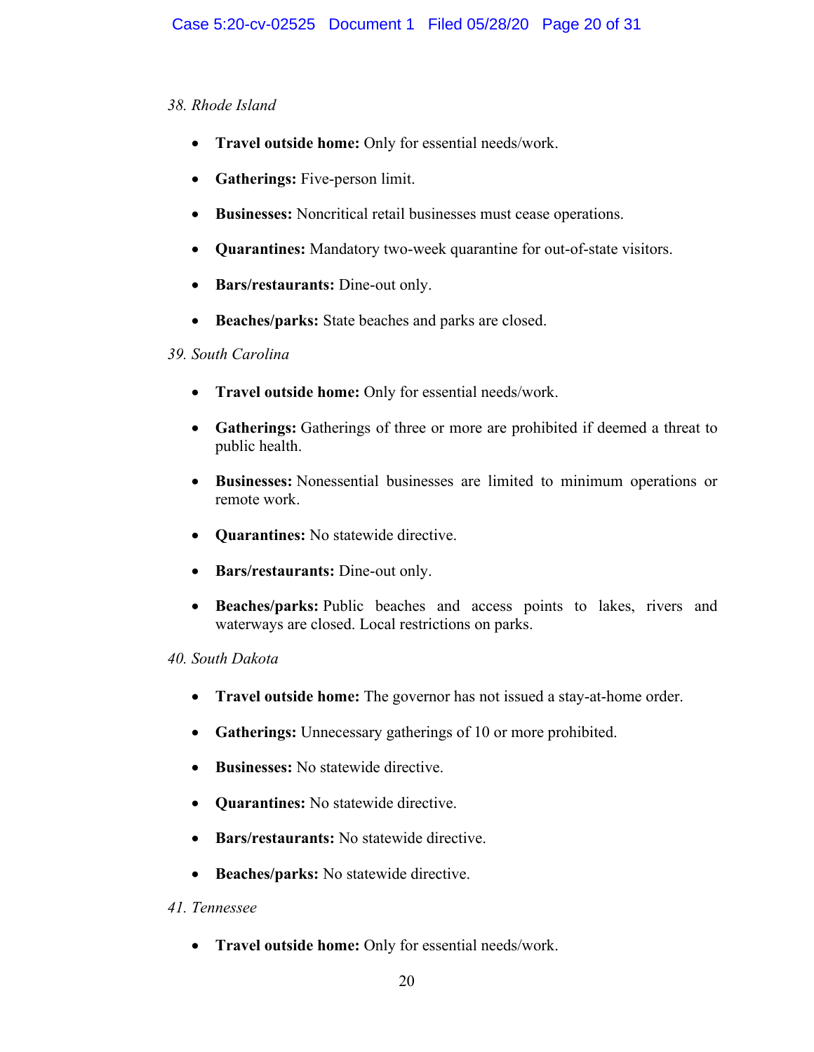*38. Rhode Island*

- **Travel outside home:** Only for essential needs/work.
- **Gatherings:** Five-person limit.
- **Businesses:** Noncritical retail businesses must cease operations.
- **Quarantines:** Mandatory two-week quarantine for out-of-state visitors.
- **Bars/restaurants:** Dine-out only.
- **Beaches/parks:** State beaches and parks are closed.

*39. South Carolina*

- **Travel outside home:** Only for essential needs/work.
- **Gatherings:** Gatherings of three or more are prohibited if deemed a threat to public health.
- **Businesses:** Nonessential businesses are limited to minimum operations or remote work.
- **Quarantines:** No statewide directive.
- **Bars/restaurants:** Dine-out only.
- **Beaches/parks:** Public beaches and access points to lakes, rivers and waterways are closed. Local restrictions on parks.

*40. South Dakota*

- **Travel outside home:** The governor has not issued a stay-at-home order.
- **Gatherings:** Unnecessary gatherings of 10 or more prohibited.
- **Businesses:** No statewide directive.
- **Quarantines:** No statewide directive.
- **Bars/restaurants:** No statewide directive.
- **Beaches/parks:** No statewide directive.

*41. Tennessee*

- **Travel outside home:** Only for essential needs/work.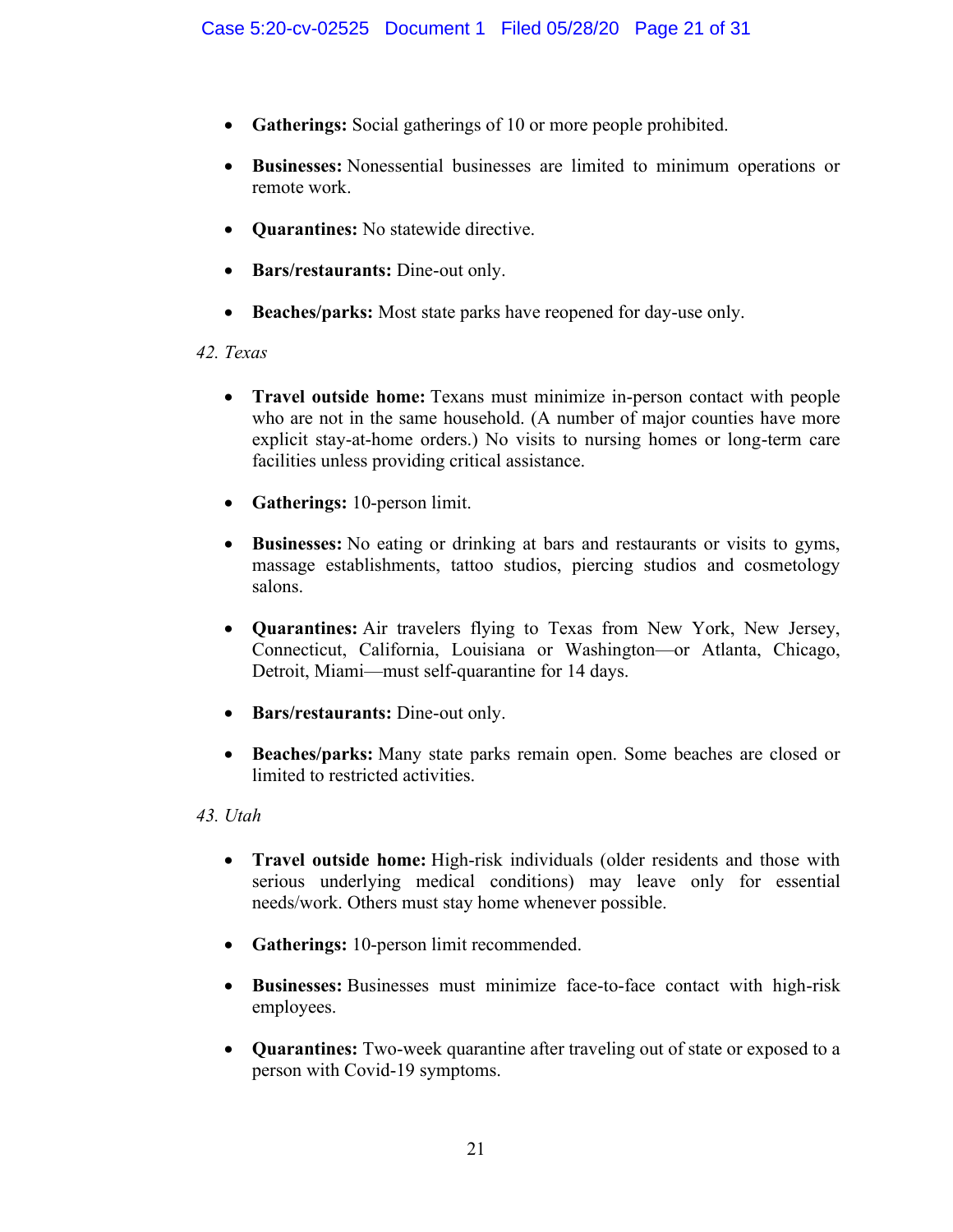- **Gatherings:** Social gatherings of 10 or more people prohibited.

- **Businesses:** Nonessential businesses are limited to minimum operations or remote work.

- **Quarantines:** No statewide directive.

- **Bars/restaurants:** Dine-out only.

- **Beaches/parks:** Most state parks have reopened for day-use only.

*42. Texas*

- **Travel outside home:** Texans must minimize in-person contact with people who are not in the same household. (A number of major counties have more explicit stay-at-home orders.) No visits to nursing homes or long-term care facilities unless providing critical assistance.

- **Gatherings:** 10-person limit.

- **Businesses:** No eating or drinking at bars and restaurants or visits to gyms, massage establishments, tattoo studios, piercing studios and cosmetology salons.

- **Quarantines:** Air travelers flying to Texas from New York, New Jersey, Connecticut, California, Louisiana or Washington—or Atlanta, Chicago, Detroit, Miami—must self-quarantine for 14 days.

- **Bars/restaurants:** Dine-out only.

- **Beaches/parks:** Many state parks remain open. Some beaches are closed or limited to restricted activities.

*43. Utah*

- **Travel outside home:** High-risk individuals (older residents and those with serious underlying medical conditions) may leave only for essential needs/work. Others must stay home whenever possible.

- **Gatherings:** 10-person limit recommended.

- **Businesses:** Businesses must minimize face-to-face contact with high-risk employees.

- **Quarantines:** Two-week quarantine after traveling out of state or exposed to a person with Covid-19 symptoms.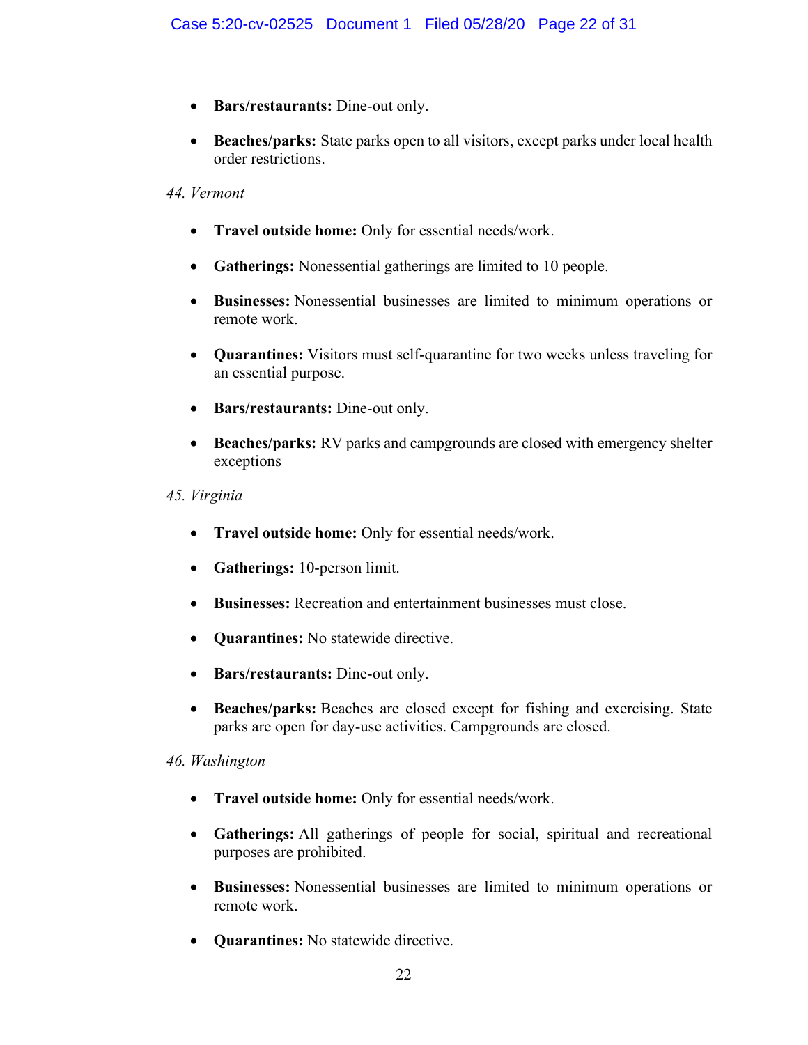- **Bars/restaurants:** Dine-out only.
- **Beaches/parks:** State parks open to all visitors, except parks under local health order restrictions.

*44. Vermont*

- **Travel outside home:** Only for essential needs/work.
- **Gatherings:** Nonessential gatherings are limited to 10 people.
- **Businesses:** Nonessential businesses are limited to minimum operations or remote work.
- **Quarantines:** Visitors must self-quarantine for two weeks unless traveling for an essential purpose.
- **Bars/restaurants:** Dine-out only.
- **Beaches/parks:** RV parks and campgrounds are closed with emergency shelter exceptions

*45. Virginia*

- **Travel outside home:** Only for essential needs/work.
- **Gatherings:** 10-person limit.
- **Businesses:** Recreation and entertainment businesses must close.
- **Quarantines:** No statewide directive.
- **Bars/restaurants:** Dine-out only.
- **Beaches/parks:** Beaches are closed except for fishing and exercising. State parks are open for day-use activities. Campgrounds are closed.

*46. Washington*

- **Travel outside home:** Only for essential needs/work.
- **Gatherings:** All gatherings of people for social, spiritual and recreational purposes are prohibited.
- **Businesses:** Nonessential businesses are limited to minimum operations or remote work.
- **Quarantines:** No statewide directive.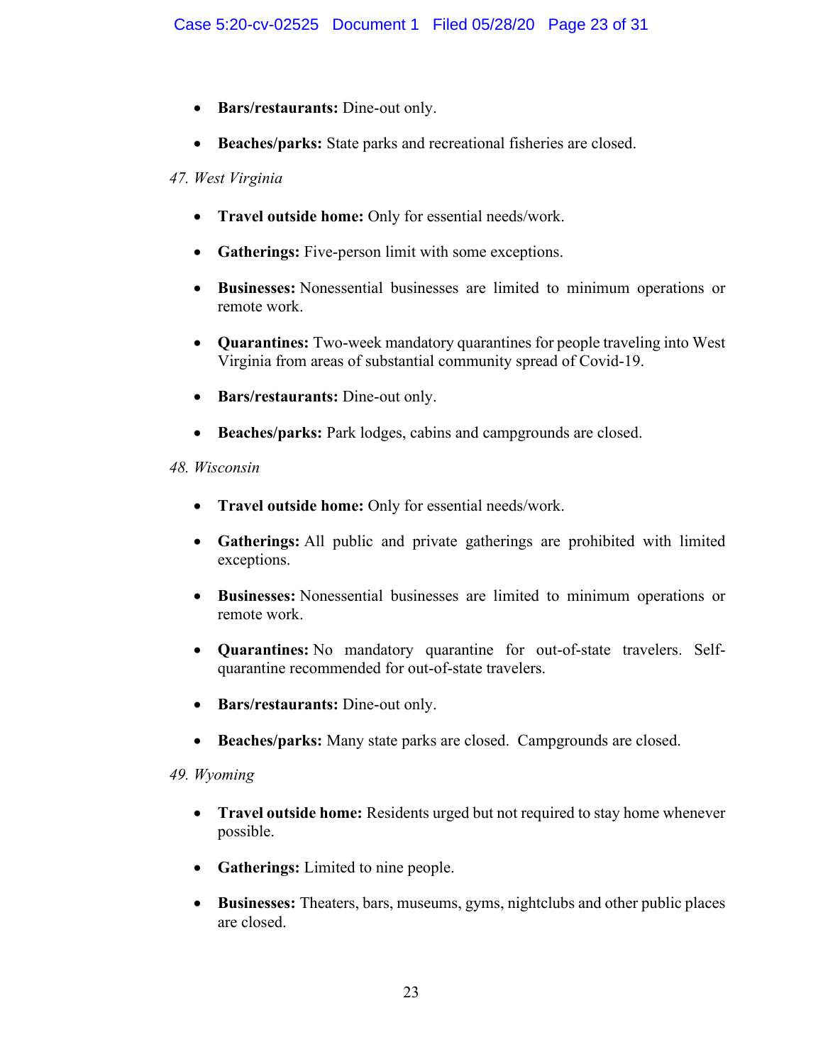- **Bars/restaurants:** Dine-out only.
- **Beaches/parks:** State parks and recreational fisheries are closed.

*47. West Virginia*

- **Travel outside home:** Only for essential needs/work.
- **Gatherings:** Five-person limit with some exceptions.
- **Businesses:** Nonessential businesses are limited to minimum operations or remote work.
- **Quarantines:** Two-week mandatory quarantines for people traveling into West Virginia from areas of substantial community spread of Covid-19.
- **Bars/restaurants:** Dine-out only.
- **Beaches/parks:** Park lodges, cabins and campgrounds are closed.

*48. Wisconsin*

- **Travel outside home:** Only for essential needs/work.
- **Gatherings:** All public and private gatherings are prohibited with limited exceptions.
- **Businesses:** Nonessential businesses are limited to minimum operations or remote work.
- **Quarantines:** No mandatory quarantine for out-of-state travelers. Self-quarantine recommended for out-of-state travelers.
- **Bars/restaurants:** Dine-out only.
- **Beaches/parks:** Many state parks are closed. Campgrounds are closed.

*49. Wyoming*

- **Travel outside home:** Residents urged but not required to stay home whenever possible.
- **Gatherings:** Limited to nine people.
- **Businesses:** Theaters, bars, museums, gyms, nightclubs and other public places are closed.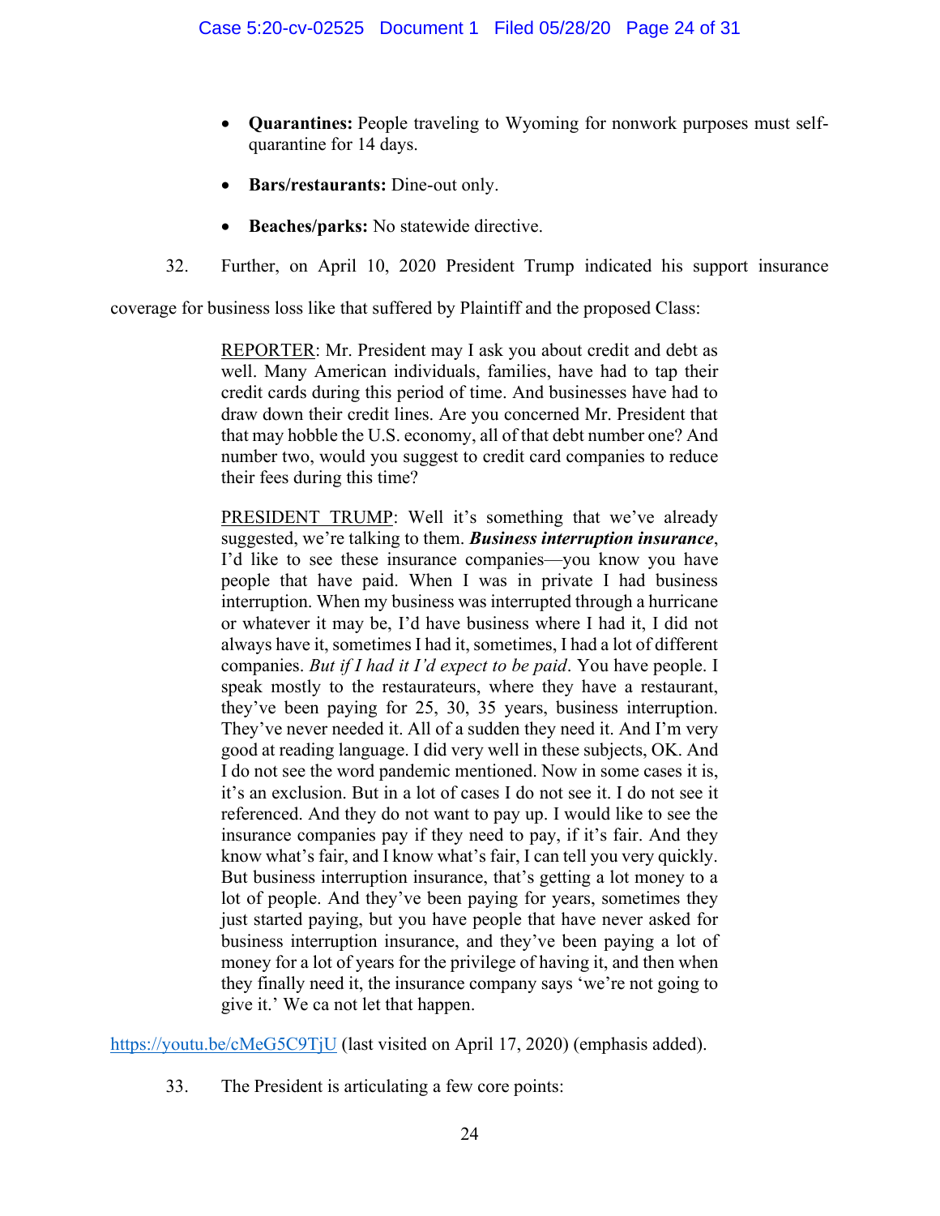- **Quarantines:** People traveling to Wyoming for nonwork purposes must self-quarantine for 14 days.
- **Bars/restaurants:** Dine-out only.
- **Beaches/parks:** No statewide directive.

32. Further, on April 10, 2020 President Trump indicated his support insurance coverage for business loss like that suffered by Plaintiff and the proposed Class:

> REPORTER: Mr. President may I ask you about credit and debt as well. Many American individuals, families, have had to tap their credit cards during this period of time. And businesses have had to draw down their credit lines. Are you concerned Mr. President that that may hobble the U.S. economy, all of that debt number one? And number two, would you suggest to credit card companies to reduce their fees during this time?
>
> PRESIDENT TRUMP: Well it's something that we've already suggested, we're talking to them. ***Business interruption insurance***, I'd like to see these insurance companies—you know you have people that have paid. When I was in private I had business interruption. When my business was interrupted through a hurricane or whatever it may be, I'd have business where I had it, I did not always have it, sometimes I had it, sometimes, I had a lot of different companies. *But if I had it I'd expect to be paid*. You have people. I speak mostly to the restaurateurs, where they have a restaurant, they've been paying for 25, 30, 35 years, business interruption. They've never needed it. All of a sudden they need it. And I'm very good at reading language. I did very well in these subjects, OK. And I do not see the word pandemic mentioned. Now in some cases it is, it's an exclusion. But in a lot of cases I do not see it. I do not see it referenced. And they do not want to pay up. I would like to see the insurance companies pay if they need to pay, if it's fair. And they know what's fair, and I know what's fair, I can tell you very quickly. But business interruption insurance, that's getting a lot money to a lot of people. And they've been paying for years, sometimes they just started paying, but you have people that have never asked for business interruption insurance, and they've been paying a lot of money for a lot of years for the privilege of having it, and then when they finally need it, the insurance company says 'we're not going to give it.' We ca not let that happen.

https://youtu.be/cMeG5C9TjU (last visited on April 17, 2020) (emphasis added).

33. The President is articulating a few core points: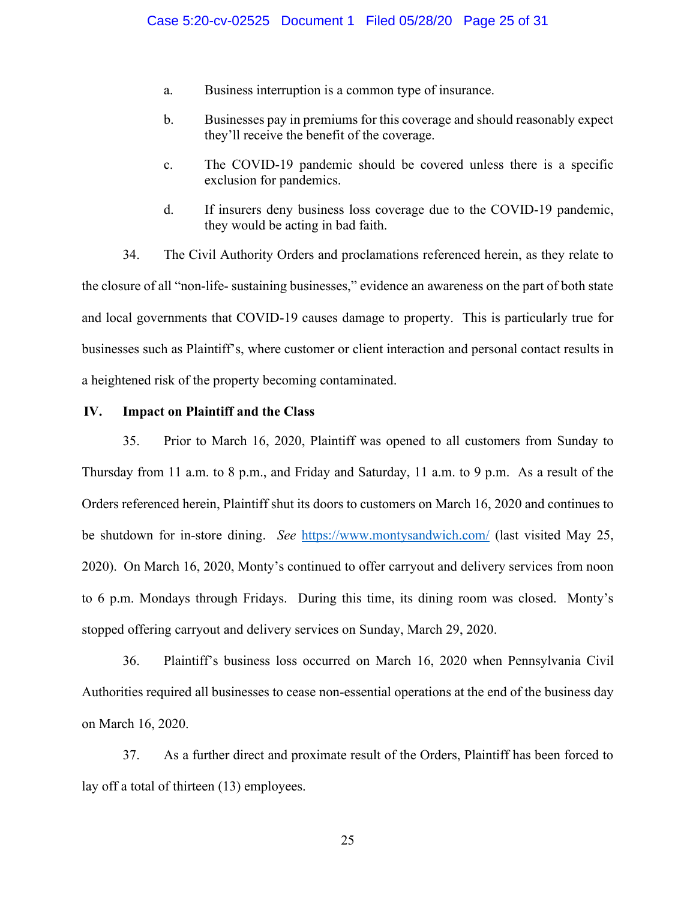a. Business interruption is a common type of insurance.

b. Businesses pay in premiums for this coverage and should reasonably expect they'll receive the benefit of the coverage.

c. The COVID-19 pandemic should be covered unless there is a specific exclusion for pandemics.

d. If insurers deny business loss coverage due to the COVID-19 pandemic, they would be acting in bad faith.

34. The Civil Authority Orders and proclamations referenced herein, as they relate to the closure of all "non-life- sustaining businesses," evidence an awareness on the part of both state and local governments that COVID-19 causes damage to property. This is particularly true for businesses such as Plaintiff's, where customer or client interaction and personal contact results in a heightened risk of the property becoming contaminated.

## IV. Impact on Plaintiff and the Class

35. Prior to March 16, 2020, Plaintiff was opened to all customers from Sunday to Thursday from 11 a.m. to 8 p.m., and Friday and Saturday, 11 a.m. to 9 p.m. As a result of the Orders referenced herein, Plaintiff shut its doors to customers on March 16, 2020 and continues to be shutdown for in-store dining. *See* https://www.montysandwich.com/ (last visited May 25, 2020). On March 16, 2020, Monty's continued to offer carryout and delivery services from noon to 6 p.m. Mondays through Fridays. During this time, its dining room was closed. Monty's stopped offering carryout and delivery services on Sunday, March 29, 2020.

36. Plaintiff's business loss occurred on March 16, 2020 when Pennsylvania Civil Authorities required all businesses to cease non-essential operations at the end of the business day on March 16, 2020.

37. As a further direct and proximate result of the Orders, Plaintiff has been forced to lay off a total of thirteen (13) employees.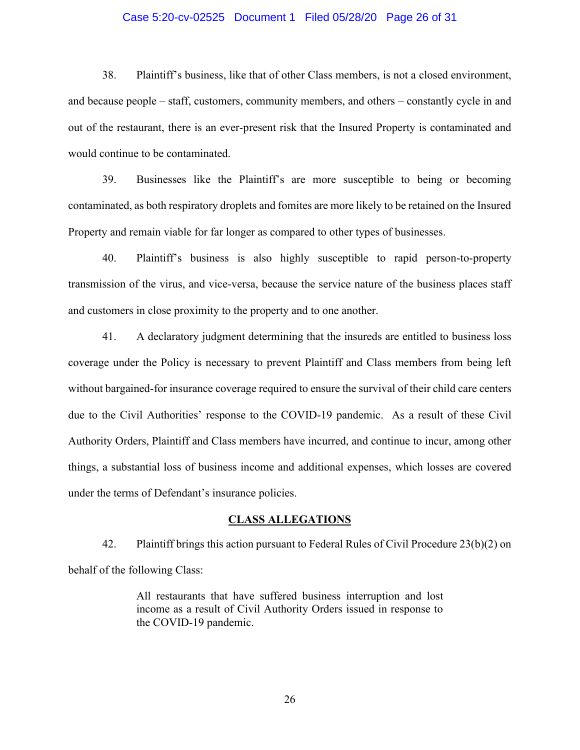38. Plaintiff's business, like that of other Class members, is not a closed environment, and because people – staff, customers, community members, and others – constantly cycle in and out of the restaurant, there is an ever-present risk that the Insured Property is contaminated and would continue to be contaminated.

39. Businesses like the Plaintiff's are more susceptible to being or becoming contaminated, as both respiratory droplets and fomites are more likely to be retained on the Insured Property and remain viable for far longer as compared to other types of businesses.

40. Plaintiff's business is also highly susceptible to rapid person-to-property transmission of the virus, and vice-versa, because the service nature of the business places staff and customers in close proximity to the property and to one another.

41. A declaratory judgment determining that the insureds are entitled to business loss coverage under the Policy is necessary to prevent Plaintiff and Class members from being left without bargained-for insurance coverage required to ensure the survival of their child care centers due to the Civil Authorities' response to the COVID-19 pandemic. As a result of these Civil Authority Orders, Plaintiff and Class members have incurred, and continue to incur, among other things, a substantial loss of business income and additional expenses, which losses are covered under the terms of Defendant's insurance policies.

## CLASS ALLEGATIONS

42. Plaintiff brings this action pursuant to Federal Rules of Civil Procedure 23(b)(2) on behalf of the following Class:

> All restaurants that have suffered business interruption and lost income as a result of Civil Authority Orders issued in response to the COVID-19 pandemic.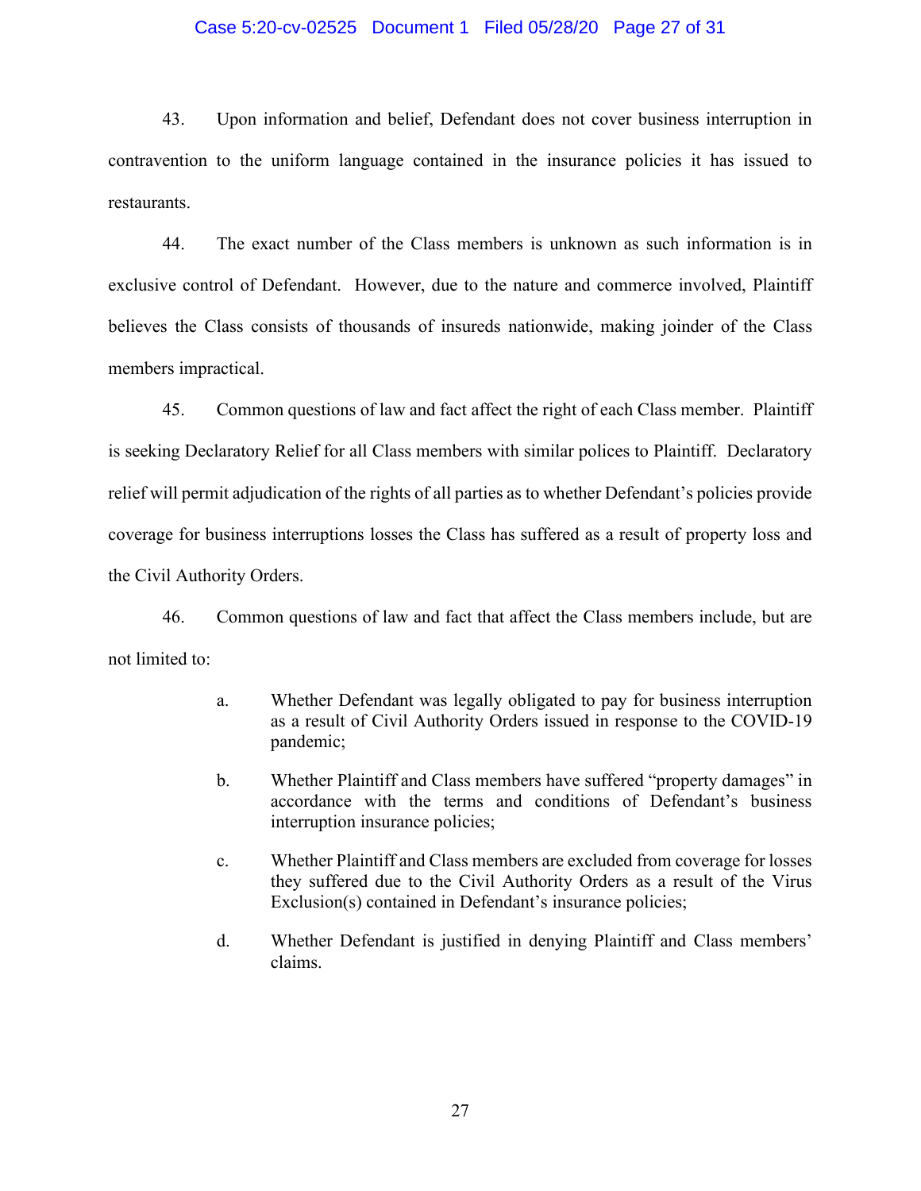43. Upon information and belief, Defendant does not cover business interruption in contravention to the uniform language contained in the insurance policies it has issued to restaurants.

44. The exact number of the Class members is unknown as such information is in exclusive control of Defendant. However, due to the nature and commerce involved, Plaintiff believes the Class consists of thousands of insureds nationwide, making joinder of the Class members impractical.

45. Common questions of law and fact affect the right of each Class member. Plaintiff is seeking Declaratory Relief for all Class members with similar polices to Plaintiff. Declaratory relief will permit adjudication of the rights of all parties as to whether Defendant's policies provide coverage for business interruptions losses the Class has suffered as a result of property loss and the Civil Authority Orders.

46. Common questions of law and fact that affect the Class members include, but are not limited to:

a. Whether Defendant was legally obligated to pay for business interruption as a result of Civil Authority Orders issued in response to the COVID-19 pandemic;

b. Whether Plaintiff and Class members have suffered "property damages" in accordance with the terms and conditions of Defendant's business interruption insurance policies;

c. Whether Plaintiff and Class members are excluded from coverage for losses they suffered due to the Civil Authority Orders as a result of the Virus Exclusion(s) contained in Defendant's insurance policies;

d. Whether Defendant is justified in denying Plaintiff and Class members' claims.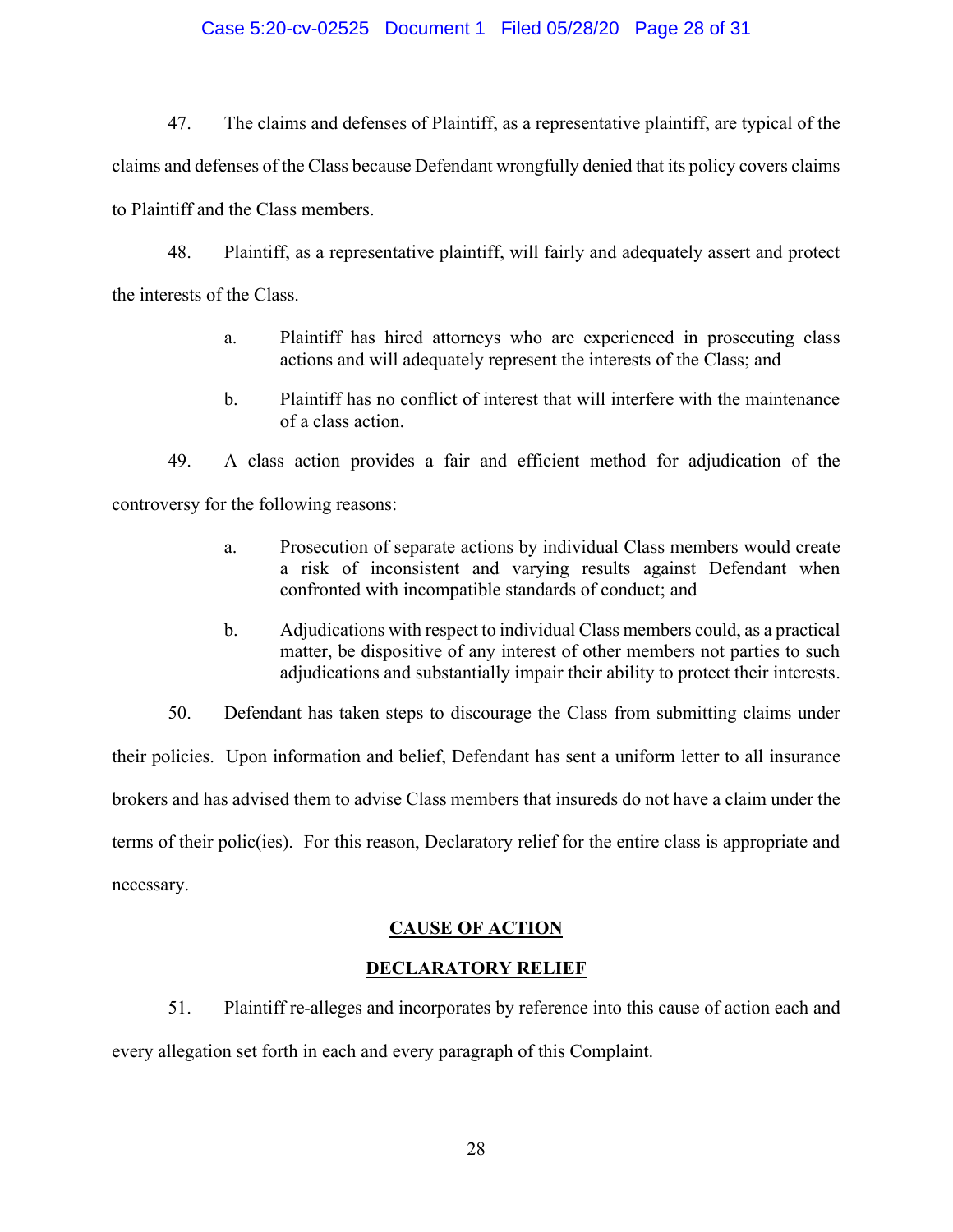47. The claims and defenses of Plaintiff, as a representative plaintiff, are typical of the claims and defenses of the Class because Defendant wrongfully denied that its policy covers claims to Plaintiff and the Class members.

48. Plaintiff, as a representative plaintiff, will fairly and adequately assert and protect the interests of the Class.

> a. Plaintiff has hired attorneys who are experienced in prosecuting class actions and will adequately represent the interests of the Class; and
>
> b. Plaintiff has no conflict of interest that will interfere with the maintenance of a class action.

49. A class action provides a fair and efficient method for adjudication of the controversy for the following reasons:

> a. Prosecution of separate actions by individual Class members would create a risk of inconsistent and varying results against Defendant when confronted with incompatible standards of conduct; and
>
> b. Adjudications with respect to individual Class members could, as a practical matter, be dispositive of any interest of other members not parties to such adjudications and substantially impair their ability to protect their interests.

50. Defendant has taken steps to discourage the Class from submitting claims under their policies. Upon information and belief, Defendant has sent a uniform letter to all insurance brokers and has advised them to advise Class members that insureds do not have a claim under the terms of their polic(ies). For this reason, Declaratory relief for the entire class is appropriate and necessary.

## CAUSE OF ACTION

## DECLARATORY RELIEF

51. Plaintiff re-alleges and incorporates by reference into this cause of action each and every allegation set forth in each and every paragraph of this Complaint.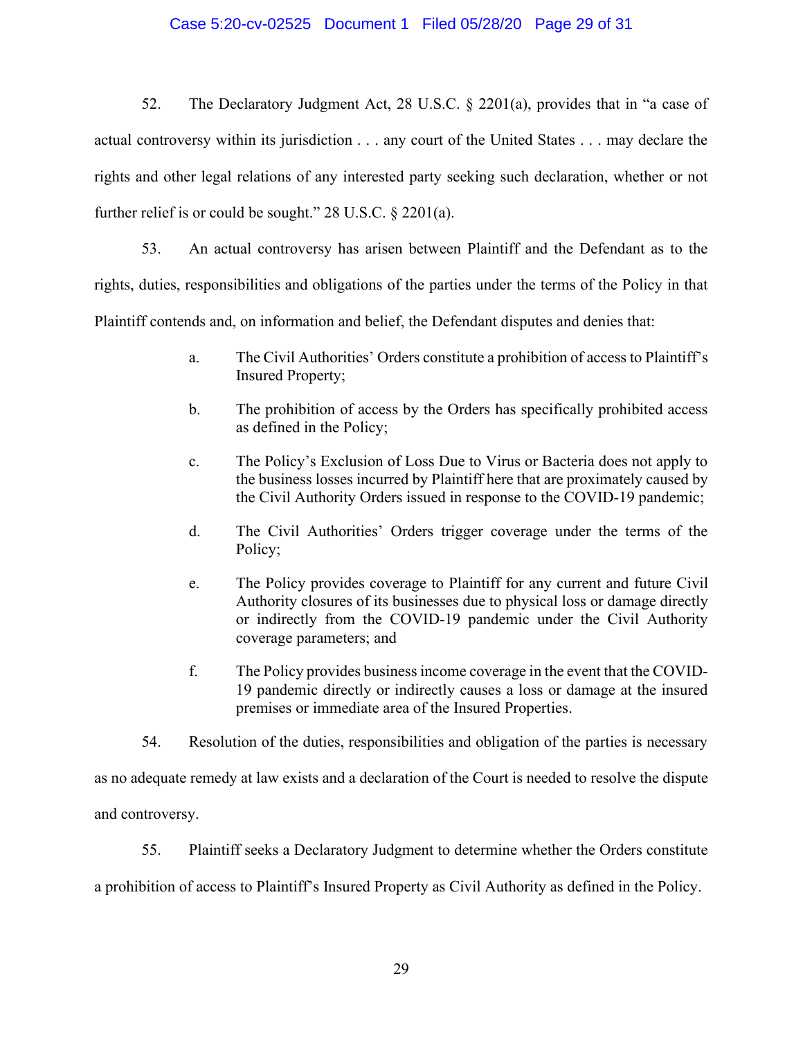52. The Declaratory Judgment Act, 28 U.S.C. § 2201(a), provides that in "a case of actual controversy within its jurisdiction . . . any court of the United States . . . may declare the rights and other legal relations of any interested party seeking such declaration, whether or not further relief is or could be sought." 28 U.S.C. § 2201(a).

53. An actual controversy has arisen between Plaintiff and the Defendant as to the rights, duties, responsibilities and obligations of the parties under the terms of the Policy in that Plaintiff contends and, on information and belief, the Defendant disputes and denies that:

a. The Civil Authorities' Orders constitute a prohibition of access to Plaintiff's Insured Property;

b. The prohibition of access by the Orders has specifically prohibited access as defined in the Policy;

c. The Policy's Exclusion of Loss Due to Virus or Bacteria does not apply to the business losses incurred by Plaintiff here that are proximately caused by the Civil Authority Orders issued in response to the COVID-19 pandemic;

d. The Civil Authorities' Orders trigger coverage under the terms of the Policy;

e. The Policy provides coverage to Plaintiff for any current and future Civil Authority closures of its businesses due to physical loss or damage directly or indirectly from the COVID-19 pandemic under the Civil Authority coverage parameters; and

f. The Policy provides business income coverage in the event that the COVID-19 pandemic directly or indirectly causes a loss or damage at the insured premises or immediate area of the Insured Properties.

54. Resolution of the duties, responsibilities and obligation of the parties is necessary as no adequate remedy at law exists and a declaration of the Court is needed to resolve the dispute and controversy.

55. Plaintiff seeks a Declaratory Judgment to determine whether the Orders constitute a prohibition of access to Plaintiff's Insured Property as Civil Authority as defined in the Policy.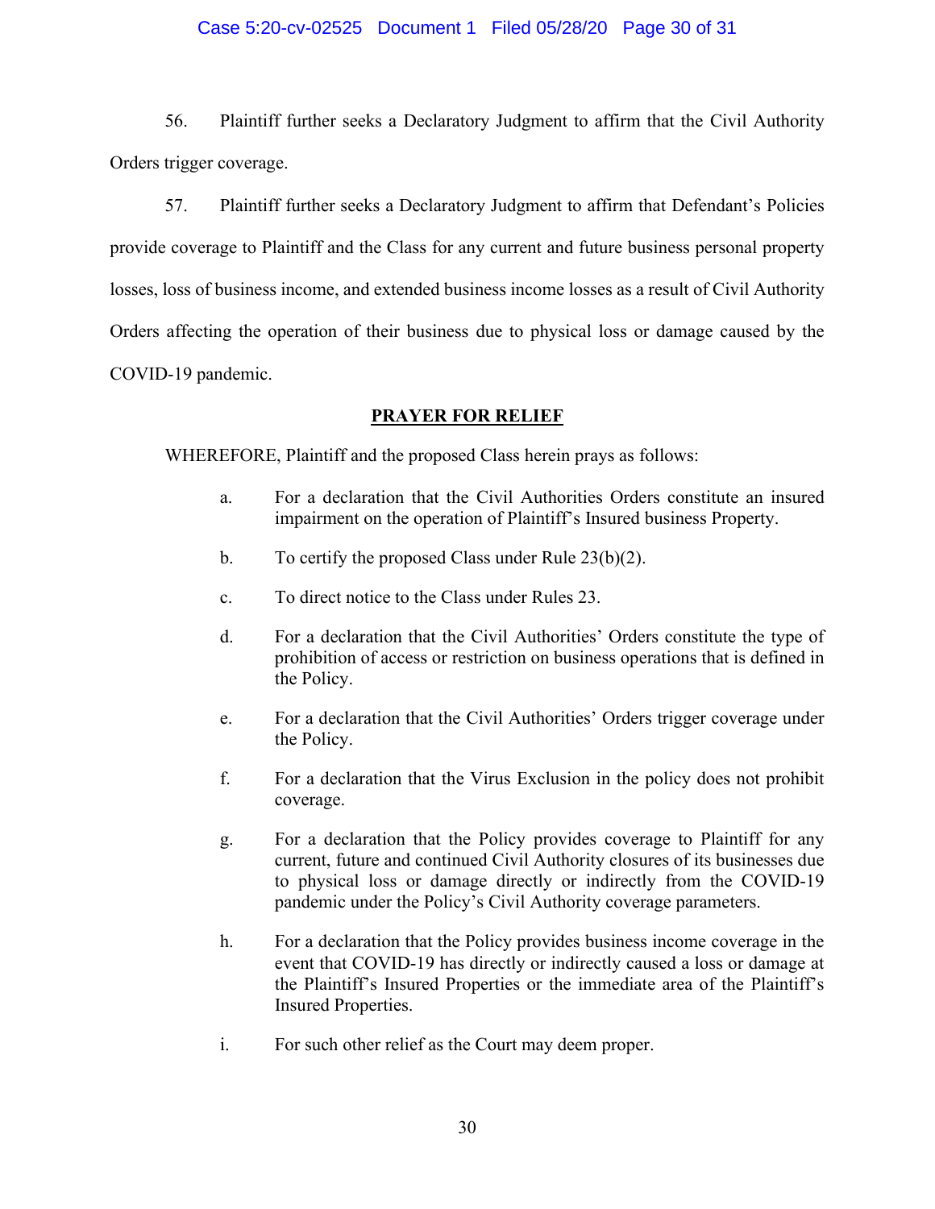56. Plaintiff further seeks a Declaratory Judgment to affirm that the Civil Authority Orders trigger coverage.

57. Plaintiff further seeks a Declaratory Judgment to affirm that Defendant's Policies provide coverage to Plaintiff and the Class for any current and future business personal property losses, loss of business income, and extended business income losses as a result of Civil Authority Orders affecting the operation of their business due to physical loss or damage caused by the COVID-19 pandemic.

## PRAYER FOR RELIEF

WHEREFORE, Plaintiff and the proposed Class herein prays as follows:

a. For a declaration that the Civil Authorities Orders constitute an insured impairment on the operation of Plaintiff's Insured business Property.

b. To certify the proposed Class under Rule 23(b)(2).

c. To direct notice to the Class under Rules 23.

d. For a declaration that the Civil Authorities' Orders constitute the type of prohibition of access or restriction on business operations that is defined in the Policy.

e. For a declaration that the Civil Authorities' Orders trigger coverage under the Policy.

f. For a declaration that the Virus Exclusion in the policy does not prohibit coverage.

g. For a declaration that the Policy provides coverage to Plaintiff for any current, future and continued Civil Authority closures of its businesses due to physical loss or damage directly or indirectly from the COVID-19 pandemic under the Policy's Civil Authority coverage parameters.

h. For a declaration that the Policy provides business income coverage in the event that COVID-19 has directly or indirectly caused a loss or damage at the Plaintiff's Insured Properties or the immediate area of the Plaintiff's Insured Properties.

i. For such other relief as the Court may deem proper.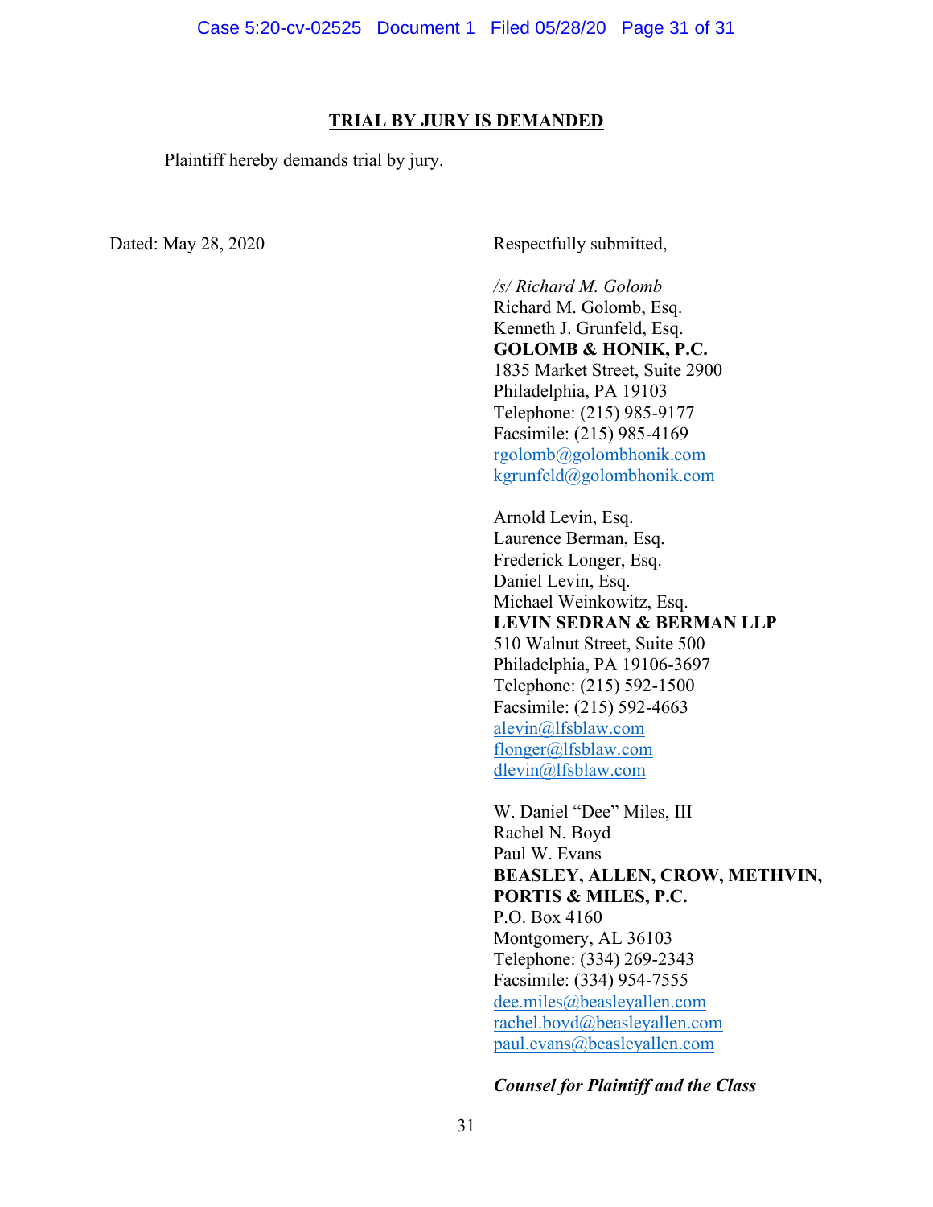## TRIAL BY JURY IS DEMANDED

Plaintiff hereby demands trial by jury.

Dated: May 28, 2020

Respectfully submitted,

*/s/ Richard M. Golomb*
Richard M. Golomb, Esq.
Kenneth J. Grunfeld, Esq.
**GOLOMB & HONIK, P.C.**
1835 Market Street, Suite 2900
Philadelphia, PA 19103
Telephone: (215) 985-9177
Facsimile: (215) 985-4169
rgolomb@golombhonik.com
kgrunfeld@golombhonik.com

Arnold Levin, Esq.
Laurence Berman, Esq.
Frederick Longer, Esq.
Daniel Levin, Esq.
Michael Weinkowitz, Esq.
**LEVIN SEDRAN & BERMAN LLP**
510 Walnut Street, Suite 500
Philadelphia, PA 19106-3697
Telephone: (215) 592-1500
Facsimile: (215) 592-4663
alevin@lfsblaw.com
flonger@lfsblaw.com
dlevin@lfsblaw.com

W. Daniel "Dee" Miles, III
Rachel N. Boyd
Paul W. Evans
**BEASLEY, ALLEN, CROW, METHVIN, PORTIS & MILES, P.C.**
P.O. Box 4160
Montgomery, AL 36103
Telephone: (334) 269-2343
Facsimile: (334) 954-7555
dee.miles@beasleyallen.com
rachel.boyd@beasleyallen.com
paul.evans@beasleyallen.com

***Counsel for Plaintiff and the Class***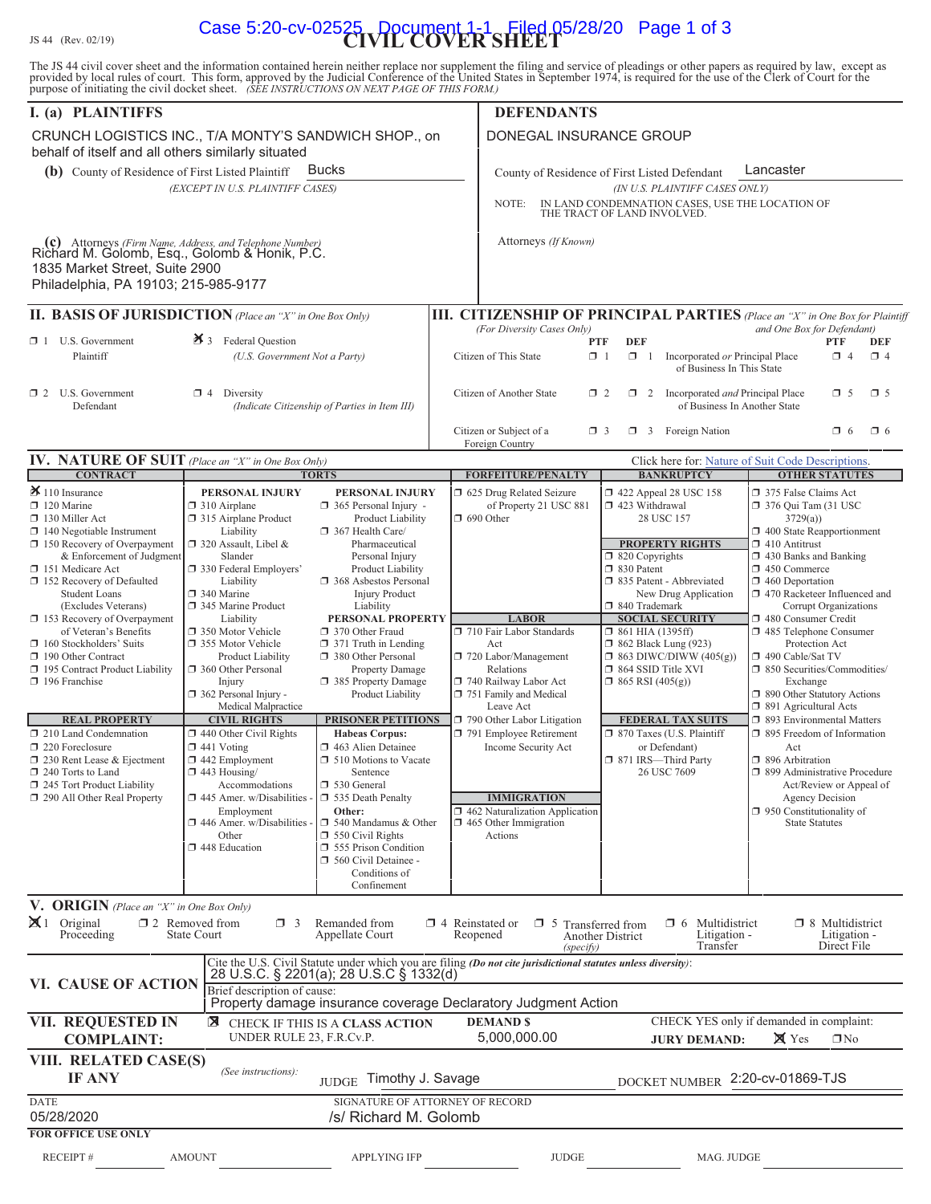JS 44 (Rev. 02/19)

# CIVIL COVER SHEET

The JS 44 civil cover sheet and the information contained herein neither replace nor supplement the filing and service of pleadings or other papers as required by law, except as provided by local rules of court. This form, approved by the Judicial Conference of the United States in September 1974, is required for the use of the Clerk of Court for the purpose of initiating the civil docket sheet. *(SEE INSTRUCTIONS ON NEXT PAGE OF THIS FORM.)*

## I. (a) PLAINTIFFS

CRUNCH LOGISTICS INC., T/A MONTY'S SANDWICH SHOP., on behalf of itself and all others similarly situated

**(b)** County of Residence of First Listed Plaintiff: Bucks
*(EXCEPT IN U.S. PLAINTIFF CASES)*

**(c)** Attorneys *(Firm Name, Address, and Telephone Number)*
Richard M. Golomb, Esq., Golomb & Honik, P.C.
1835 Market Street, Suite 2900
Philadelphia, PA 19103; 215-985-9177

## DEFENDANTS

DONEGAL INSURANCE GROUP

County of Residence of First Listed Defendant: Lancaster
*(IN U.S. PLAINTIFF CASES ONLY)*

NOTE: IN LAND CONDEMNATION CASES, USE THE LOCATION OF THE TRACT OF LAND INVOLVED.

Attorneys *(If Known)*

## II. BASIS OF JURISDICTION *(Place an "X" in One Box Only)*

- ☐ 1 U.S. Government Plaintiff
- ☒ 3 Federal Question *(U.S. Government Not a Party)*
- ☐ 2 U.S. Government Defendant
- ☐ 4 Diversity *(Indicate Citizenship of Parties in Item III)*

## III. CITIZENSHIP OF PRINCIPAL PARTIES *(Place an "X" in One Box for Plaintiff and One Box for Defendant)* *(For Diversity Cases Only)*

| | PTF | DEF | | PTF | DEF |
|---|---|---|---|---|---|
| Citizen of This State | ☐ 1 | ☐ 1 | Incorporated *or* Principal Place of Business In This State | ☐ 4 | ☐ 4 |
| Citizen of Another State | ☐ 2 | ☐ 2 | Incorporated *and* Principal Place of Business In Another State | ☐ 5 | ☐ 5 |
| Citizen or Subject of a Foreign Country | ☐ 3 | ☐ 3 | Foreign Nation | ☐ 6 | ☐ 6 |

## IV. NATURE OF SUIT *(Place an "X" in One Box Only)*

Click here for: Nature of Suit Code Descriptions.

**CONTRACT**
- ☒ 110 Insurance
- ☐ 120 Marine
- ☐ 130 Miller Act
- ☐ 140 Negotiable Instrument
- ☐ 150 Recovery of Overpayment & Enforcement of Judgment
- ☐ 151 Medicare Act
- ☐ 152 Recovery of Defaulted Student Loans (Excludes Veterans)
- ☐ 153 Recovery of Overpayment of Veteran's Benefits
- ☐ 160 Stockholders' Suits
- ☐ 190 Other Contract
- ☐ 195 Contract Product Liability
- ☐ 196 Franchise

**REAL PROPERTY**
- ☐ 210 Land Condemnation
- ☐ 220 Foreclosure
- ☐ 230 Rent Lease & Ejectment
- ☐ 240 Torts to Land
- ☐ 245 Tort Product Liability
- ☐ 290 All Other Real Property

**TORTS — PERSONAL INJURY**
- ☐ 310 Airplane
- ☐ 315 Airplane Product Liability
- ☐ 320 Assault, Libel & Slander
- ☐ 330 Federal Employers' Liability
- ☐ 340 Marine
- ☐ 345 Marine Product Liability
- ☐ 350 Motor Vehicle
- ☐ 355 Motor Vehicle Product Liability
- ☐ 360 Other Personal Injury
- ☐ 362 Personal Injury - Medical Malpractice

**TORTS — PERSONAL INJURY**
- ☐ 365 Personal Injury - Product Liability
- ☐ 367 Health Care/ Pharmaceutical Personal Injury Product Liability
- ☐ 368 Asbestos Personal Injury Product Liability

**PERSONAL PROPERTY**
- ☐ 370 Other Fraud
- ☐ 371 Truth in Lending
- ☐ 380 Other Personal Property Damage
- ☐ 385 Property Damage Product Liability

**CIVIL RIGHTS**
- ☐ 440 Other Civil Rights
- ☐ 441 Voting
- ☐ 442 Employment
- ☐ 443 Housing/ Accommodations
- ☐ 445 Amer. w/Disabilities - Employment
- ☐ 446 Amer. w/Disabilities - Other
- ☐ 448 Education

**PRISONER PETITIONS**
Habeas Corpus:
- ☐ 463 Alien Detainee
- ☐ 510 Motions to Vacate Sentence
- ☐ 530 General
- ☐ 535 Death Penalty

Other:
- ☐ 540 Mandamus & Other
- ☐ 550 Civil Rights
- ☐ 555 Prison Condition
- ☐ 560 Civil Detainee - Conditions of Confinement

**FORFEITURE/PENALTY**
- ☐ 625 Drug Related Seizure of Property 21 USC 881
- ☐ 690 Other

**LABOR**
- ☐ 710 Fair Labor Standards Act
- ☐ 720 Labor/Management Relations
- ☐ 740 Railway Labor Act
- ☐ 751 Family and Medical Leave Act
- ☐ 790 Other Labor Litigation
- ☐ 791 Employee Retirement Income Security Act

**IMMIGRATION**
- ☐ 462 Naturalization Application
- ☐ 465 Other Immigration Actions

**BANKRUPTCY**
- ☐ 422 Appeal 28 USC 158
- ☐ 423 Withdrawal 28 USC 157

**PROPERTY RIGHTS**
- ☐ 820 Copyrights
- ☐ 830 Patent
- ☐ 835 Patent - Abbreviated New Drug Application
- ☐ 840 Trademark

**SOCIAL SECURITY**
- ☐ 861 HIA (1395ff)
- ☐ 862 Black Lung (923)
- ☐ 863 DIWC/DIWW (405(g))
- ☐ 864 SSID Title XVI
- ☐ 865 RSI (405(g))

**FEDERAL TAX SUITS**
- ☐ 870 Taxes (U.S. Plaintiff or Defendant)
- ☐ 871 IRS—Third Party 26 USC 7609

**OTHER STATUTES**
- ☐ 375 False Claims Act
- ☐ 376 Qui Tam (31 USC 3729(a))
- ☐ 400 State Reapportionment
- ☐ 410 Antitrust
- ☐ 430 Banks and Banking
- ☐ 450 Commerce
- ☐ 460 Deportation
- ☐ 470 Racketeer Influenced and Corrupt Organizations
- ☐ 480 Consumer Credit
- ☐ 485 Telephone Consumer Protection Act
- ☐ 490 Cable/Sat TV
- ☐ 850 Securities/Commodities/ Exchange
- ☐ 890 Other Statutory Actions
- ☐ 891 Agricultural Acts
- ☐ 893 Environmental Matters
- ☐ 895 Freedom of Information Act
- ☐ 896 Arbitration
- ☐ 899 Administrative Procedure Act/Review or Appeal of Agency Decision
- ☐ 950 Constitutionality of State Statutes

## V. ORIGIN *(Place an "X" in One Box Only)*

- ☒ 1 Original Proceeding
- ☐ 2 Removed from State Court
- ☐ 3 Remanded from Appellate Court
- ☐ 4 Reinstated or Reopened
- ☐ 5 Transferred from Another District *(specify)*
- ☐ 6 Multidistrict Litigation - Transfer
- ☐ 8 Multidistrict Litigation - Direct File

## VI. CAUSE OF ACTION

Cite the U.S. Civil Statute under which you are filing *(Do not cite jurisdictional statutes unless diversity)*:
28 U.S.C. § 2201(a); 28 U.S.C § 1332(d)

Brief description of cause:
Property damage insurance coverage Declaratory Judgment Action

## VII. REQUESTED IN COMPLAINT:

☒ CHECK IF THIS IS A CLASS ACTION UNDER RULE 23, F.R.Cv.P.

DEMAND $: 5,000,000.00

CHECK YES only if demanded in complaint: JURY DEMAND: ☒ Yes ☐ No

## VIII. RELATED CASE(S) IF ANY

*(See instructions)*: JUDGE Timothy J. Savage DOCKET NUMBER 2:20-cv-01869-TJS

DATE: 05/28/2020

SIGNATURE OF ATTORNEY OF RECORD: /s/ Richard M. Golomb

**FOR OFFICE USE ONLY**

RECEIPT # AMOUNT APPLYING IFP JUDGE MAG. JUDGE